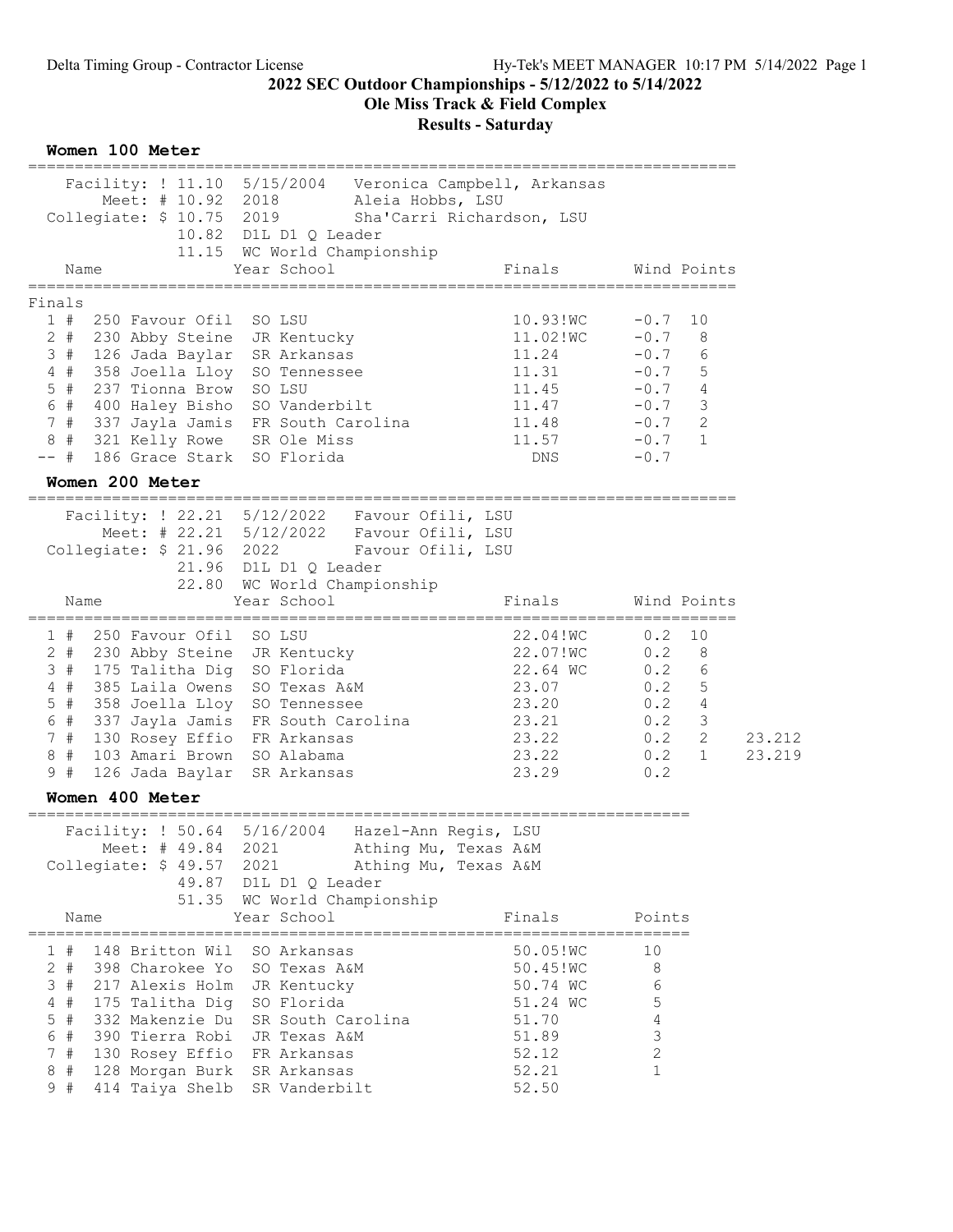# 2022 SEC Outdoor Championships - 5/12/2022 to 5/14/2022

## Ole Miss Track & Field Complex

## Results - Saturday

### Women 100 Meter

| | | | |
|---|---|---|---|
| Facility: | ! 11.10 | 5/15/2004 | Veronica Campbell, Arkansas |
| Meet: | # 10.92 | 2018 | Aleia Hobbs, LSU |
| Collegiate: | $ 10.75 | 2019 | Sha'Carri Richardson, LSU |
| | 10.82 | D1L D1 Q Leader | |
| | 11.15 | WC World Championship | |

**Finals**

| Place | Name | Year | School | Finals | Wind | Points |
|---|---|---|---|---|---|---|
| 1 # | 250 Favour Ofil | SO | LSU | 10.93!WC | -0.7 | 10 |
| 2 # | 230 Abby Steine | JR | Kentucky | 11.02!WC | -0.7 | 8 |
| 3 # | 126 Jada Baylar | SR | Arkansas | 11.24 | -0.7 | 6 |
| 4 # | 358 Joella Lloy | SO | Tennessee | 11.31 | -0.7 | 5 |
| 5 # | 237 Tionna Brow | SO | LSU | 11.45 | -0.7 | 4 |
| 6 # | 400 Haley Bisho | SO | Vanderbilt | 11.47 | -0.7 | 3 |
| 7 # | 337 Jayla Jamis | FR | South Carolina | 11.48 | -0.7 | 2 |
| 8 # | 321 Kelly Rowe | SR | Ole Miss | 11.57 | -0.7 | 1 |
| -- # | 186 Grace Stark | SO | Florida | DNS | -0.7 | |

### Women 200 Meter

| | | | |
|---|---|---|---|
| Facility: | ! 22.21 | 5/12/2022 | Favour Ofili, LSU |
| Meet: | # 22.21 | 5/12/2022 | Favour Ofili, LSU |
| Collegiate: | $ 21.96 | 2022 | Favour Ofili, LSU |
| | 21.96 | D1L D1 Q Leader | |
| | 22.80 | WC World Championship | |

| Place | Name | Year | School | Finals | Wind | Points | |
|---|---|---|---|---|---|---|---|
| 1 # | 250 Favour Ofil | SO | LSU | 22.04!WC | 0.2 | 10 | |
| 2 # | 230 Abby Steine | JR | Kentucky | 22.07!WC | 0.2 | 8 | |
| 3 # | 175 Talitha Dig | SO | Florida | 22.64 WC | 0.2 | 6 | |
| 4 # | 385 Laila Owens | SO | Texas A&M | 23.07 | 0.2 | 5 | |
| 5 # | 358 Joella Lloy | SO | Tennessee | 23.20 | 0.2 | 4 | |
| 6 # | 337 Jayla Jamis | FR | South Carolina | 23.21 | 0.2 | 3 | |
| 7 # | 130 Rosey Effio | FR | Arkansas | 23.22 | 0.2 | 2 | 23.212 |
| 8 # | 103 Amari Brown | SO | Alabama | 23.22 | 0.2 | 1 | 23.219 |
| 9 # | 126 Jada Baylar | SR | Arkansas | 23.29 | 0.2 | | |

### Women 400 Meter

| | | | |
|---|---|---|---|
| Facility: | ! 50.64 | 5/16/2004 | Hazel-Ann Regis, LSU |
| Meet: | # 49.84 | 2021 | Athing Mu, Texas A&M |
| Collegiate: | $ 49.57 | 2021 | Athing Mu, Texas A&M |
| | 49.87 | D1L D1 Q Leader | |
| | 51.35 | WC World Championship | |

| Place | Name | Year | School | Finals | Points |
|---|---|---|---|---|---|
| 1 # | 148 Britton Wil | SO | Arkansas | 50.05!WC | 10 |
| 2 # | 398 Charokee Yo | SO | Texas A&M | 50.45!WC | 8 |
| 3 # | 217 Alexis Holm | JR | Kentucky | 50.74 WC | 6 |
| 4 # | 175 Talitha Dig | SO | Florida | 51.24 WC | 5 |
| 5 # | 332 Makenzie Du | SR | South Carolina | 51.70 | 4 |
| 6 # | 390 Tierra Robi | JR | Texas A&M | 51.89 | 3 |
| 7 # | 130 Rosey Effio | FR | Arkansas | 52.12 | 2 |
| 8 # | 128 Morgan Burk | SR | Arkansas | 52.21 | 1 |
| 9 # | 414 Taiya Shelb | SR | Vanderbilt | 52.50 | |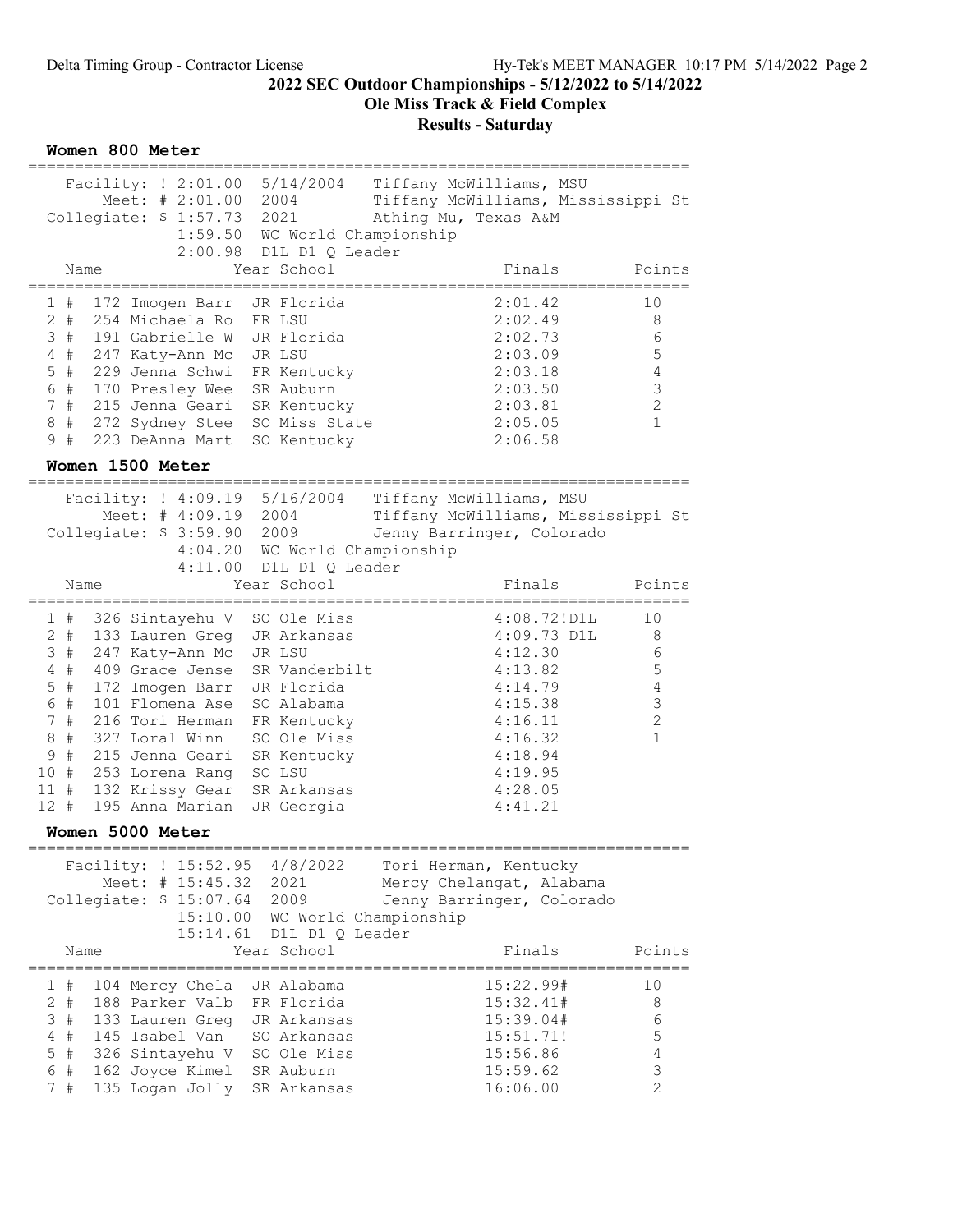Delta Timing Group - Contractor License

## 2022 SEC Outdoor Championships - 5/12/2022 to 5/14/2022

### Ole Miss Track & Field Complex

### Results - Saturday

#### Women 800 Meter

```
Facility: ! 2:01.00  5/14/2004   Tiffany McWilliams, MSU
    Meet: # 2:01.00  2004        Tiffany McWilliams, Mississippi St
Collegiate: $ 1:57.73  2021      Athing Mu, Texas A&M
            1:59.50  WC World Championship
            2:00.98  D1L D1 Q Leader
```

| Place | Name | Year | School | Finals | Points |
|---|---|---|---|---|---|
| 1 # | 172 Imogen Barr | JR | Florida | 2:01.42 | 10 |
| 2 # | 254 Michaela Ro | FR | LSU | 2:02.49 | 8 |
| 3 # | 191 Gabrielle W | JR | Florida | 2:02.73 | 6 |
| 4 # | 247 Katy-Ann Mc | JR | LSU | 2:03.09 | 5 |
| 5 # | 229 Jenna Schwi | FR | Kentucky | 2:03.18 | 4 |
| 6 # | 170 Presley Wee | SR | Auburn | 2:03.50 | 3 |
| 7 # | 215 Jenna Geari | SR | Kentucky | 2:03.81 | 2 |
| 8 # | 272 Sydney Stee | SO | Miss State | 2:05.05 | 1 |
| 9 # | 223 DeAnna Mart | SO | Kentucky | 2:06.58 | |

#### Women 1500 Meter

```
Facility: ! 4:09.19  5/16/2004   Tiffany McWilliams, MSU
    Meet: # 4:09.19  2004        Tiffany McWilliams, Mississippi St
Collegiate: $ 3:59.90  2009      Jenny Barringer, Colorado
            4:04.20  WC World Championship
            4:11.00  D1L D1 Q Leader
```

| Place | Name | Year | School | Finals | Points |
|---|---|---|---|---|---|
| 1 # | 326 Sintayehu V | SO | Ole Miss | 4:08.72!D1L | 10 |
| 2 # | 133 Lauren Greg | JR | Arkansas | 4:09.73 D1L | 8 |
| 3 # | 247 Katy-Ann Mc | JR | LSU | 4:12.30 | 6 |
| 4 # | 409 Grace Jense | SR | Vanderbilt | 4:13.82 | 5 |
| 5 # | 172 Imogen Barr | JR | Florida | 4:14.79 | 4 |
| 6 # | 101 Flomena Ase | SO | Alabama | 4:15.38 | 3 |
| 7 # | 216 Tori Herman | FR | Kentucky | 4:16.11 | 2 |
| 8 # | 327 Loral Winn | SO | Ole Miss | 4:16.32 | 1 |
| 9 # | 215 Jenna Geari | SR | Kentucky | 4:18.94 | |
| 10 # | 253 Lorena Rang | SO | LSU | 4:19.95 | |
| 11 # | 132 Krissy Gear | SR | Arkansas | 4:28.05 | |
| 12 # | 195 Anna Marian | JR | Georgia | 4:41.21 | |

#### Women 5000 Meter

```
Facility: ! 15:52.95  4/8/2022    Tori Herman, Kentucky
    Meet: # 15:45.32  2021        Mercy Chelangat, Alabama
Collegiate: $ 15:07.64  2009      Jenny Barringer, Colorado
            15:10.00  WC World Championship
            15:14.61  D1L D1 Q Leader
```

| Place | Name | Year | School | Finals | Points |
|---|---|---|---|---|---|
| 1 # | 104 Mercy Chela | JR | Alabama | 15:22.99# | 10 |
| 2 # | 188 Parker Valb | FR | Florida | 15:32.41# | 8 |
| 3 # | 133 Lauren Greg | JR | Arkansas | 15:39.04# | 6 |
| 4 # | 145 Isabel Van | SO | Arkansas | 15:51.71! | 5 |
| 5 # | 326 Sintayehu V | SO | Ole Miss | 15:56.86 | 4 |
| 6 # | 162 Joyce Kimel | SR | Auburn | 15:59.62 | 3 |
| 7 # | 135 Logan Jolly | SR | Arkansas | 16:06.00 | 2 |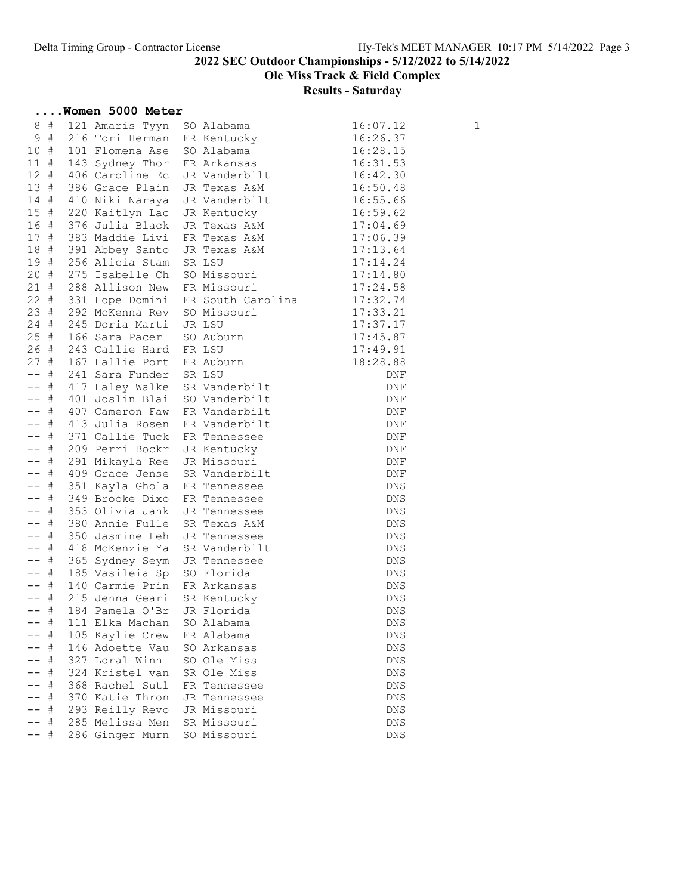## ....Women 5000 Meter

| Place | # | Bib | Name | Year | School | Time | Points |
|---|---|---|---|---|---|---|---|
| 8 | # | 121 | Amaris Tyyn | SO | Alabama | 16:07.12 | 1 |
| 9 | # | 216 | Tori Herman | FR | Kentucky | 16:26.37 | |
| 10 | # | 101 | Flomena Ase | SO | Alabama | 16:28.15 | |
| 11 | # | 143 | Sydney Thor | FR | Arkansas | 16:31.53 | |
| 12 | # | 406 | Caroline Ec | JR | Vanderbilt | 16:42.30 | |
| 13 | # | 386 | Grace Plain | JR | Texas A&M | 16:50.48 | |
| 14 | # | 410 | Niki Naraya | JR | Vanderbilt | 16:55.66 | |
| 15 | # | 220 | Kaitlyn Lac | JR | Kentucky | 16:59.62 | |
| 16 | # | 376 | Julia Black | JR | Texas A&M | 17:04.69 | |
| 17 | # | 383 | Maddie Livi | FR | Texas A&M | 17:06.39 | |
| 18 | # | 391 | Abbey Santo | JR | Texas A&M | 17:13.64 | |
| 19 | # | 256 | Alicia Stam | SR | LSU | 17:14.24 | |
| 20 | # | 275 | Isabelle Ch | SO | Missouri | 17:14.80 | |
| 21 | # | 288 | Allison New | FR | Missouri | 17:24.58 | |
| 22 | # | 331 | Hope Domini | FR | South Carolina | 17:32.74 | |
| 23 | # | 292 | McKenna Rev | SO | Missouri | 17:33.21 | |
| 24 | # | 245 | Doria Marti | JR | LSU | 17:37.17 | |
| 25 | # | 166 | Sara Pacer | SO | Auburn | 17:45.87 | |
| 26 | # | 243 | Callie Hard | FR | LSU | 17:49.91 | |
| 27 | # | 167 | Hallie Port | FR | Auburn | 18:28.88 | |
| -- | # | 241 | Sara Funder | SR | LSU | DNF | |
| -- | # | 417 | Haley Walke | SR | Vanderbilt | DNF | |
| -- | # | 401 | Joslin Blai | SO | Vanderbilt | DNF | |
| -- | # | 407 | Cameron Faw | FR | Vanderbilt | DNF | |
| -- | # | 413 | Julia Rosen | FR | Vanderbilt | DNF | |
| -- | # | 371 | Callie Tuck | FR | Tennessee | DNF | |
| -- | # | 209 | Perri Bockr | JR | Kentucky | DNF | |
| -- | # | 291 | Mikayla Ree | JR | Missouri | DNF | |
| -- | # | 409 | Grace Jense | SR | Vanderbilt | DNF | |
| -- | # | 351 | Kayla Ghola | FR | Tennessee | DNS | |
| -- | # | 349 | Brooke Dixo | FR | Tennessee | DNS | |
| -- | # | 353 | Olivia Jank | JR | Tennessee | DNS | |
| -- | # | 380 | Annie Fulle | SR | Texas A&M | DNS | |
| -- | # | 350 | Jasmine Feh | JR | Tennessee | DNS | |
| -- | # | 418 | McKenzie Ya | SR | Vanderbilt | DNS | |
| -- | # | 365 | Sydney Seym | JR | Tennessee | DNS | |
| -- | # | 185 | Vasileia Sp | SO | Florida | DNS | |
| -- | # | 140 | Carmie Prin | FR | Arkansas | DNS | |
| -- | # | 215 | Jenna Geari | SR | Kentucky | DNS | |
| -- | # | 184 | Pamela O'Br | JR | Florida | DNS | |
| -- | # | 111 | Elka Machan | SO | Alabama | DNS | |
| -- | # | 105 | Kaylie Crew | FR | Alabama | DNS | |
| -- | # | 146 | Adoette Vau | SO | Arkansas | DNS | |
| -- | # | 327 | Loral Winn | SO | Ole Miss | DNS | |
| -- | # | 324 | Kristel van | SR | Ole Miss | DNS | |
| -- | # | 368 | Rachel Sutl | FR | Tennessee | DNS | |
| -- | # | 370 | Katie Thron | JR | Tennessee | DNS | |
| -- | # | 293 | Reilly Revo | JR | Missouri | DNS | |
| -- | # | 285 | Melissa Men | SR | Missouri | DNS | |
| -- | # | 286 | Ginger Murn | SO | Missouri | DNS | |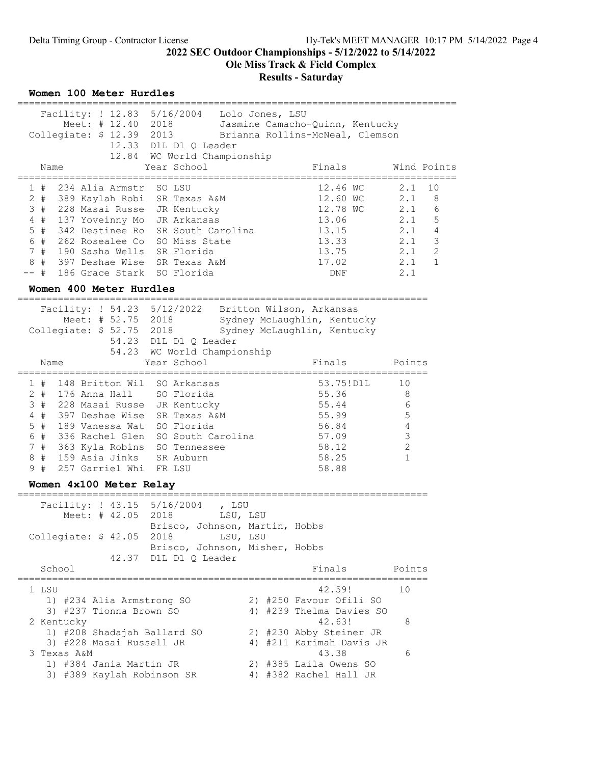2022 SEC Outdoor Championships - 5/12/2022 to 5/14/2022

Ole Miss Track & Field Complex

Results - Saturday

### Women 100 Meter Hurdles

```
    Facility: ! 12.83  5/16/2004   Lolo Jones, LSU
        Meet: # 12.40  2018        Jasmine Camacho-Quinn, Kentucky
  Collegiate: $ 12.39  2013        Brianna Rollins-McNeal, Clemson
               12.33  D1L D1 Q Leader
               12.84  WC World Championship
```

| Place | Name | Year | School | Finals | Wind | Points |
|---|---|---|---|---|---|---|
| 1 # | 234 Alia Armstr | SO | LSU | 12.46 WC | 2.1 | 10 |
| 2 # | 389 Kaylah Robi | SR | Texas A&M | 12.60 WC | 2.1 | 8 |
| 3 # | 228 Masai Russe | JR | Kentucky | 12.78 WC | 2.1 | 6 |
| 4 # | 137 Yoveinny Mo | JR | Arkansas | 13.06 | 2.1 | 5 |
| 5 # | 342 Destinee Ro | SR | South Carolina | 13.15 | 2.1 | 4 |
| 6 # | 262 Rosealee Co | SO | Miss State | 13.33 | 2.1 | 3 |
| 7 # | 190 Sasha Wells | SR | Florida | 13.75 | 2.1 | 2 |
| 8 # | 397 Deshae Wise | SR | Texas A&M | 17.02 | 2.1 | 1 |
| -- # | 186 Grace Stark | SO | Florida | DNF | 2.1 | |

### Women 400 Meter Hurdles

```
    Facility: ! 54.23  5/12/2022   Britton Wilson, Arkansas
        Meet: # 52.75  2018        Sydney McLaughlin, Kentucky
  Collegiate: $ 52.75  2018        Sydney McLaughlin, Kentucky
               54.23  D1L D1 Q Leader
               54.23  WC World Championship
```

| Place | Name | Year | School | Finals | Points |
|---|---|---|---|---|---|
| 1 # | 148 Britton Wil | SO | Arkansas | 53.75!D1L | 10 |
| 2 # | 176 Anna Hall | SO | Florida | 55.36 | 8 |
| 3 # | 228 Masai Russe | JR | Kentucky | 55.44 | 6 |
| 4 # | 397 Deshae Wise | SR | Texas A&M | 55.99 | 5 |
| 5 # | 189 Vanessa Wat | SO | Florida | 56.84 | 4 |
| 6 # | 336 Rachel Glen | SO | South Carolina | 57.09 | 3 |
| 7 # | 363 Kyla Robins | SO | Tennessee | 58.12 | 2 |
| 8 # | 159 Asia Jinks | SR | Auburn | 58.25 | 1 |
| 9 # | 257 Garriel Whi | FR | LSU | 58.88 | |

### Women 4x100 Meter Relay

```
    Facility: ! 43.15  5/16/2004    , LSU
        Meet: # 42.05  2018        LSU, LSU
                       Brisco, Johnson, Martin, Hobbs
  Collegiate: $ 42.05  2018        LSU, LSU
                       Brisco, Johnson, Misher, Hobbs
               42.37  D1L D1 Q Leader
```

| Place | School | Finals | Points |
|---|---|---|---|
| 1 | LSU | 42.59! | 10 |
| | 1) #234 Alia Armstrong SO; 2) #250 Favour Ofili SO; 3) #237 Tionna Brown SO; 4) #239 Thelma Davies SO | | |
| 2 | Kentucky | 42.63! | 8 |
| | 1) #208 Shadajah Ballard SO; 2) #230 Abby Steiner JR; 3) #228 Masai Russell JR; 4) #211 Karimah Davis JR | | |
| 3 | Texas A&M | 43.38 | 6 |
| | 1) #384 Jania Martin JR; 2) #385 Laila Owens SO; 3) #389 Kaylah Robinson SR; 4) #382 Rachel Hall JR | | |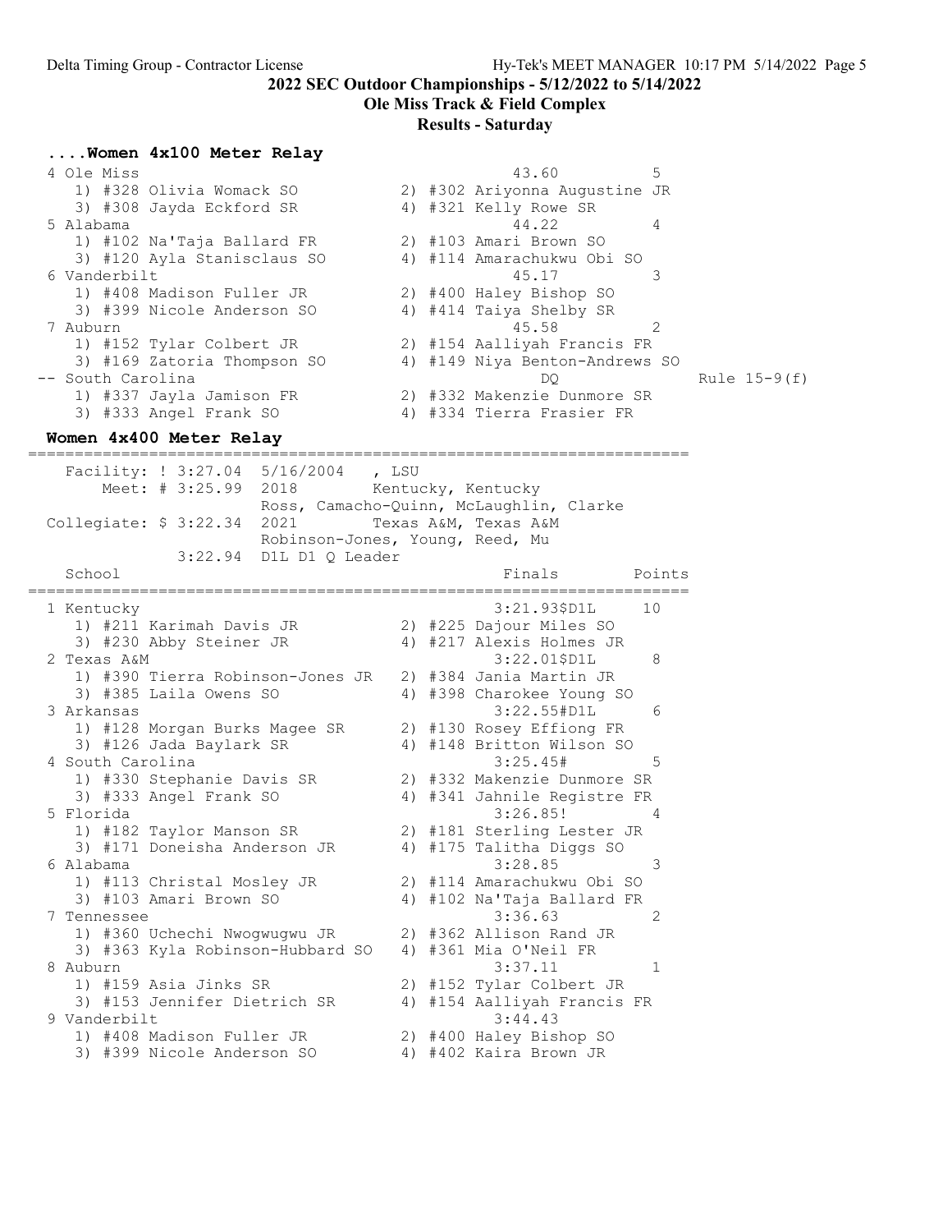## 2022 SEC Outdoor Championships - 5/12/2022 to 5/14/2022

### Ole Miss Track & Field Complex

### Results - Saturday

### ....Women 4x100 Meter Relay

```
  4 Ole Miss                                          43.60          5
     1) #328 Olivia Womack SO          2) #302 Ariyonna Augustine JR
     3) #308 Jayda Eckford SR          4) #321 Kelly Rowe SR
  5 Alabama                                           44.22          4
     1) #102 Na'Taja Ballard FR        2) #103 Amari Brown SO
     3) #120 Ayla Stanisclaus SO       4) #114 Amarachukwu Obi SO
  6 Vanderbilt                                        45.17          3
     1) #408 Madison Fuller JR         2) #400 Haley Bishop SO
     3) #399 Nicole Anderson SO        4) #414 Taiya Shelby SR
  7 Auburn                                            45.58          2
     1) #152 Tylar Colbert JR          2) #154 Aalliyah Francis FR
     3) #169 Zatoria Thompson SO       4) #149 Niya Benton-Andrews SO
 -- South Carolina                                       DQ                Rule 15-9(f)
     1) #337 Jayla Jamison FR          2) #332 Makenzie Dunmore SR
     3) #333 Angel Frank SO            4) #334 Tierra Frasier FR
```

### Women 4x400 Meter Relay

```
=======================================================================
    Facility: ! 3:27.04  5/16/2004   , LSU
        Meet: # 3:25.99  2018        Kentucky, Kentucky
                         Ross, Camacho-Quinn, McLaughlin, Clarke
  Collegiate: $ 3:22.34  2021        Texas A&M, Texas A&M
                         Robinson-Jones, Young, Reed, Mu
              3:22.94  D1L D1 Q Leader
    School                                          Finals        Points
=======================================================================
  1 Kentucky                                        3:21.93$D1L     10
     1) #211 Karimah Davis JR          2) #225 Dajour Miles SO
     3) #230 Abby Steiner JR           4) #217 Alexis Holmes JR
  2 Texas A&M                                       3:22.01$D1L      8
     1) #390 Tierra Robinson-Jones JR  2) #384 Jania Martin JR
     3) #385 Laila Owens SO            4) #398 Charokee Young SO
  3 Arkansas                                        3:22.55#D1L      6
     1) #128 Morgan Burks Magee SR     2) #130 Rosey Effiong FR
     3) #126 Jada Baylark SR           4) #148 Britton Wilson SO
  4 South Carolina                                  3:25.45#         5
     1) #330 Stephanie Davis SR        2) #332 Makenzie Dunmore SR
     3) #333 Angel Frank SO            4) #341 Jahnile Registre FR
  5 Florida                                         3:26.85!         4
     1) #182 Taylor Manson SR          2) #181 Sterling Lester JR
     3) #171 Doneisha Anderson JR      4) #175 Talitha Diggs SO
  6 Alabama                                         3:28.85          3
     1) #113 Christal Mosley JR        2) #114 Amarachukwu Obi SO
     3) #103 Amari Brown SO            4) #102 Na'Taja Ballard FR
  7 Tennessee                                       3:36.63          2
     1) #360 Uchechi Nwogwugwu JR      2) #362 Allison Rand JR
     3) #363 Kyla Robinson-Hubbard SO  4) #361 Mia O'Neil FR
  8 Auburn                                          3:37.11          1
     1) #159 Asia Jinks SR             2) #152 Tylar Colbert JR
     3) #153 Jennifer Dietrich SR      4) #154 Aalliyah Francis FR
  9 Vanderbilt                                      3:44.43
     1) #408 Madison Fuller JR         2) #400 Haley Bishop SO
     3) #399 Nicole Anderson SO        4) #402 Kaira Brown JR
```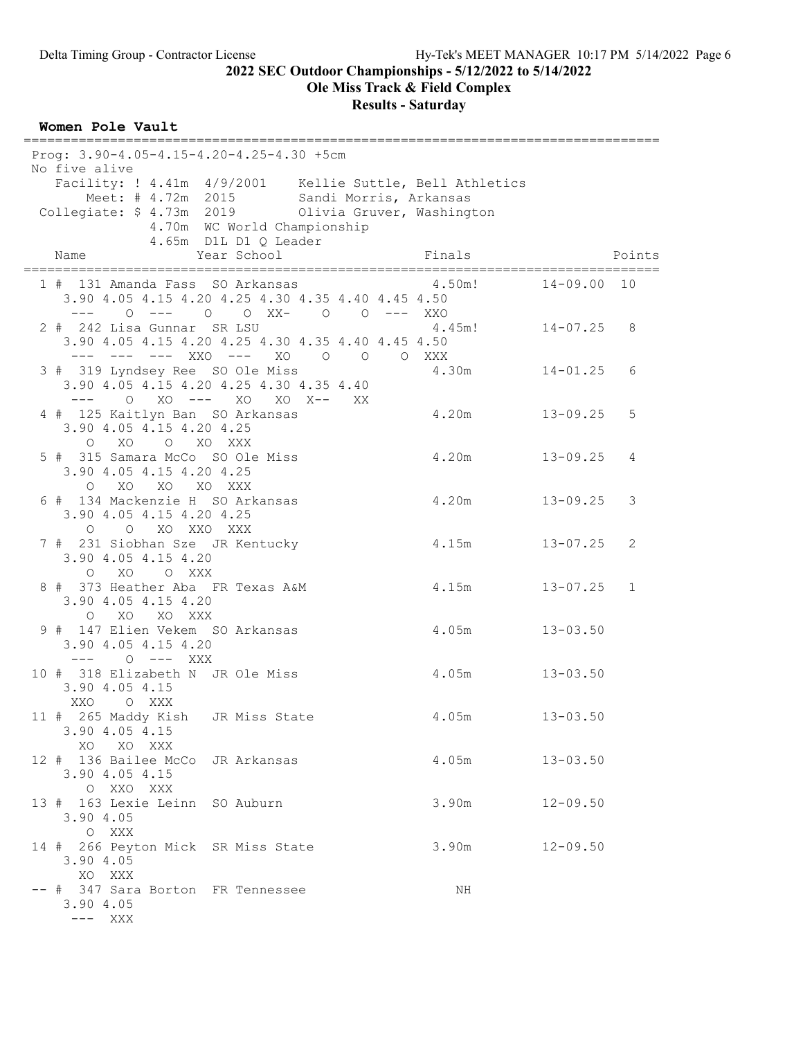Delta Timing Group - Contractor License

## 2022 SEC Outdoor Championships - 5/12/2022 to 5/14/2022

## Ole Miss Track & Field Complex

## Results - Saturday

### Women Pole Vault

```
================================================================================
 Prog: 3.90-4.05-4.15-4.20-4.25-4.30 +5cm
 No five alive
    Facility: ! 4.41m  4/9/2001    Kellie Suttle, Bell Athletics
        Meet: # 4.72m  2015        Sandi Morris, Arkansas
  Collegiate: $ 4.73m  2019        Olivia Gruver, Washington
                4.70m  WC World Championship
                4.65m  D1L D1 Q Leader
    Name                Year School                 Finals                Points
================================================================================
  1 #  131 Amanda Fass  SO Arkansas                  4.50m!      14-09.00  10
     3.90 4.05 4.15 4.20 4.25 4.30 4.35 4.40 4.45 4.50
      ---    O  ---    O    O  XX-    O    O  ---  XXO
  2 #  242 Lisa Gunnar  SR LSU                       4.45m!      14-07.25   8
     3.90 4.05 4.15 4.20 4.25 4.30 4.35 4.40 4.45 4.50
      ---  ---  ---  XXO  ---   XO    O    O    O  XXX
  3 #  319 Lyndsey Ree  SO Ole Miss                  4.30m       14-01.25   6
     3.90 4.05 4.15 4.20 4.25 4.30 4.35 4.40
      ---    O   XO  ---   XO   XO  X--   XX
  4 #  125 Kaitlyn Ban  SO Arkansas                  4.20m       13-09.25   5
     3.90 4.05 4.15 4.20 4.25
        O   XO    O   XO  XXX
  5 #  315 Samara McCo  SO Ole Miss                  4.20m       13-09.25   4
     3.90 4.05 4.15 4.20 4.25
        O   XO   XO   XO  XXX
  6 #  134 Mackenzie H  SO Arkansas                  4.20m       13-09.25   3
     3.90 4.05 4.15 4.20 4.25
        O    O   XO  XXO  XXX
  7 #  231 Siobhan Sze  JR Kentucky                  4.15m       13-07.25   2
     3.90 4.05 4.15 4.20
        O   XO    O  XXX
  8 #  373 Heather Aba  FR Texas A&M                 4.15m       13-07.25   1
     3.90 4.05 4.15 4.20
        O   XO   XO  XXX
  9 #  147 Elien Vekem  SO Arkansas                  4.05m       13-03.50
     3.90 4.05 4.15 4.20
      ---    O  ---  XXX
 10 #  318 Elizabeth N  JR Ole Miss                  4.05m       13-03.50
     3.90 4.05 4.15
      XXO    O  XXX
 11 #  265 Maddy Kish   JR Miss State                4.05m       13-03.50
     3.90 4.05 4.15
       XO   XO  XXX
 12 #  136 Bailee McCo  JR Arkansas                  4.05m       13-03.50
     3.90 4.05 4.15
        O  XXO  XXX
 13 #  163 Lexie Leinn  SO Auburn                    3.90m       12-09.50
     3.90 4.05
        O  XXX
 14 #  266 Peyton Mick  SR Miss State                3.90m       12-09.50
     3.90 4.05
       XO  XXX
 -- #  347 Sara Borton  FR Tennessee                    NH
     3.90 4.05
      ---  XXX
```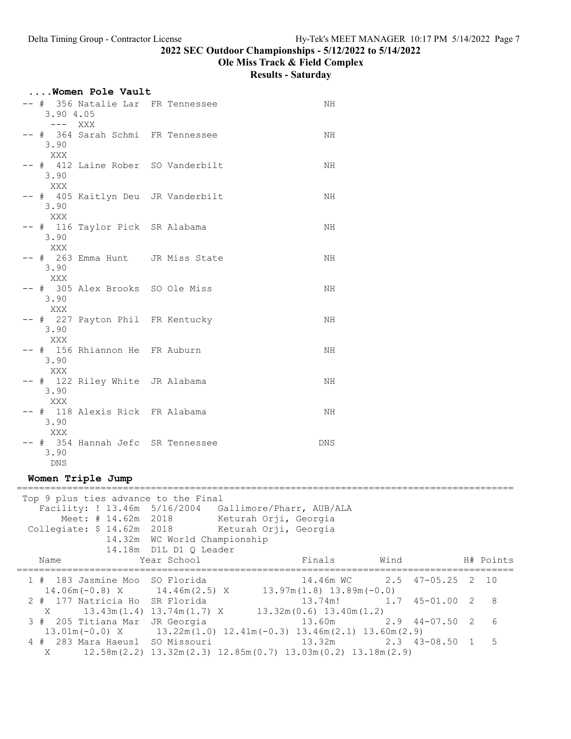Delta Timing Group - Contractor License

**2022 SEC Outdoor Championships - 5/12/2022 to 5/14/2022**

**Ole Miss Track & Field Complex**

**Results - Saturday**

## ....Women Pole Vault

```
-- # 356 Natalie Lar  FR Tennessee                     NH
    3.90 4.05
     ---  XXX
-- # 364 Sarah Schmi  FR Tennessee                     NH
    3.90
     XXX
-- # 412 Laine Rober  SO Vanderbilt                    NH
    3.90
     XXX
-- # 405 Kaitlyn Deu  JR Vanderbilt                    NH
    3.90
     XXX
-- # 116 Taylor Pick  SR Alabama                       NH
    3.90
     XXX
-- # 263 Emma Hunt    JR Miss State                    NH
    3.90
     XXX
-- # 305 Alex Brooks  SO Ole Miss                      NH
    3.90
     XXX
-- # 227 Payton Phil  FR Kentucky                      NH
    3.90
     XXX
-- # 156 Rhiannon He  FR Auburn                        NH
    3.90
     XXX
-- # 122 Riley White  JR Alabama                       NH
    3.90
     XXX
-- # 118 Alexis Rick  FR Alabama                       NH
    3.90
     XXX
-- # 354 Hannah Jefc  SR Tennessee                    DNS
    3.90
     DNS
```

## Women Triple Jump

```
==========================================================================================
 Top 9 plus ties advance to the Final
    Facility: ! 13.46m  5/16/2004   Gallimore/Pharr, AUB/ALA
        Meet: # 14.62m  2018        Keturah Orji, Georgia
  Collegiate: $ 14.62m  2018        Keturah Orji, Georgia
              14.32m  WC World Championship
              14.18m  D1L D1 Q Leader
    Name                Year School              Finals       Wind           H# Points
==========================================================================================
  1 # 183 Jasmine Moo  SO Florida              14.46m WC     2.5  47-05.25  2  10
     14.06m(-0.8) X      14.46m(2.5) X      13.97m(1.8) 13.89m(-0.0)
  2 # 177 Natricia Ho  SR Florida              13.74m!       1.7  45-01.00  2   8
     X       13.43m(1.4) 13.74m(1.7) X      13.32m(0.6) 13.40m(1.2)
  3 # 205 Titiana Mar  JR Georgia              13.60m        2.9  44-07.50  2   6
     13.01m(-0.0) X      13.22m(1.0) 12.41m(-0.3) 13.46m(2.1) 13.60m(2.9)
  4 # 283 Mara Haeusl  SO Missouri             13.32m        2.3  43-08.50  1   5
     X       12.58m(2.2) 13.32m(2.3) 12.85m(0.7) 13.03m(0.2) 13.18m(2.9)
```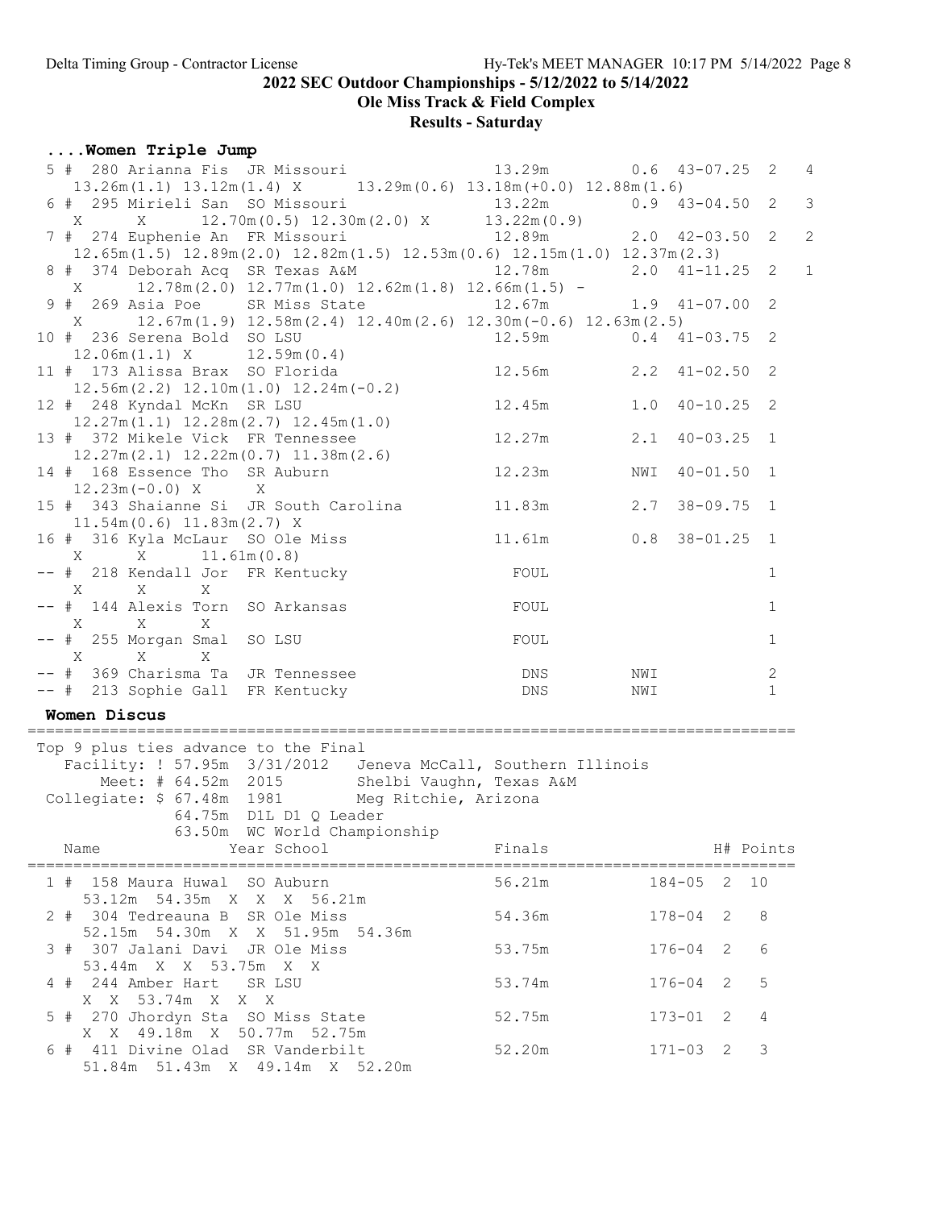## 2022 SEC Outdoor Championships - 5/12/2022 to 5/14/2022

## Ole Miss Track & Field Complex

## Results - Saturday

### ....Women Triple Jump

| Place | Name | Year | School | Finals | Wind | Conv | H# | Points |
|---|---|---|---|---|---|---|---|---|
| 5 # | 280 Arianna Fis | JR | Missouri | 13.29m | 0.6 | 43-07.25 | 2 | 4 |
| | 13.26m(1.1) 13.12m(1.4) X 13.29m(0.6) 13.18m(+0.0) 12.88m(1.6) | | | | | | | |
| 6 # | 295 Mirieli San | SO | Missouri | 13.22m | 0.9 | 43-04.50 | 2 | 3 |
| | X X 12.70m(0.5) 12.30m(2.0) X 13.22m(0.9) | | | | | | | |
| 7 # | 274 Euphenie An | FR | Missouri | 12.89m | 2.0 | 42-03.50 | 2 | 2 |
| | 12.65m(1.5) 12.89m(2.0) 12.82m(1.5) 12.53m(0.6) 12.15m(1.0) 12.37m(2.3) | | | | | | | |
| 8 # | 374 Deborah Acq | SR | Texas A&M | 12.78m | 2.0 | 41-11.25 | 2 | 1 |
| | X 12.78m(2.0) 12.77m(1.0) 12.62m(1.8) 12.66m(1.5) - | | | | | | | |
| 9 # | 269 Asia Poe | SR | Miss State | 12.67m | 1.9 | 41-07.00 | 2 | |
| | X 12.67m(1.9) 12.58m(2.4) 12.40m(2.6) 12.30m(-0.6) 12.63m(2.5) | | | | | | | |
| 10 # | 236 Serena Bold | SO | LSU | 12.59m | 0.4 | 41-03.75 | 2 | |
| | 12.06m(1.1) X 12.59m(0.4) | | | | | | | |
| 11 # | 173 Alissa Brax | SO | Florida | 12.56m | 2.2 | 41-02.50 | 2 | |
| | 12.56m(2.2) 12.10m(1.0) 12.24m(-0.2) | | | | | | | |
| 12 # | 248 Kyndal McKn | SR | LSU | 12.45m | 1.0 | 40-10.25 | 2 | |
| | 12.27m(1.1) 12.28m(2.7) 12.45m(1.0) | | | | | | | |
| 13 # | 372 Mikele Vick | FR | Tennessee | 12.27m | 2.1 | 40-03.25 | 1 | |
| | 12.27m(2.1) 12.22m(0.7) 11.38m(2.6) | | | | | | | |
| 14 # | 168 Essence Tho | SR | Auburn | 12.23m | NWI | 40-01.50 | 1 | |
| | 12.23m(-0.0) X X | | | | | | | |
| 15 # | 343 Shaianne Si | JR | South Carolina | 11.83m | 2.7 | 38-09.75 | 1 | |
| | 11.54m(0.6) 11.83m(2.7) X | | | | | | | |
| 16 # | 316 Kyla McLaur | SO | Ole Miss | 11.61m | 0.8 | 38-01.25 | 1 | |
| | X X 11.61m(0.8) | | | | | | | |
| -- # | 218 Kendall Jor | FR | Kentucky | FOUL | | | 1 | |
| | X X X | | | | | | | |
| -- # | 144 Alexis Torn | SO | Arkansas | FOUL | | | 1 | |
| | X X X | | | | | | | |
| -- # | 255 Morgan Smal | SO | LSU | FOUL | | | 1 | |
| | X X X | | | | | | | |
| -- # | 369 Charisma Ta | JR | Tennessee | DNS | NWI | | 2 | |
| -- # | 213 Sophie Gall | FR | Kentucky | DNS | NWI | | 1 | |

### Women Discus

Top 9 plus ties advance to the Final

- Facility: ! 57.95m 3/31/2012 Jeneva McCall, Southern Illinois
- Meet: # 64.52m 2015 Shelbi Vaughn, Texas A&M
- Collegiate: $ 67.48m 1981 Meg Ritchie, Arizona
- 64.75m D1L D1 Q Leader
- 63.50m WC World Championship

| Place | Name | Year | School | Finals | Conv | H# | Points |
|---|---|---|---|---|---|---|---|
| 1 # | 158 Maura Huwal | SO | Auburn | 56.21m | 184-05 | 2 | 10 |
| | 53.12m 54.35m X X X 56.21m | | | | | | |
| 2 # | 304 Tedreauna B | SR | Ole Miss | 54.36m | 178-04 | 2 | 8 |
| | 52.15m 54.30m X X 51.95m 54.36m | | | | | | |
| 3 # | 307 Jalani Davi | JR | Ole Miss | 53.75m | 176-04 | 2 | 6 |
| | 53.44m X X 53.75m X X | | | | | | |
| 4 # | 244 Amber Hart | SR | LSU | 53.74m | 176-04 | 2 | 5 |
| | X X 53.74m X X X | | | | | | |
| 5 # | 270 Jhordyn Sta | SO | Miss State | 52.75m | 173-01 | 2 | 4 |
| | X X 49.18m X 50.77m 52.75m | | | | | | |
| 6 # | 411 Divine Olad | SR | Vanderbilt | 52.20m | 171-03 | 2 | 3 |
| | 51.84m 51.43m X 49.14m X 52.20m | | | | | | |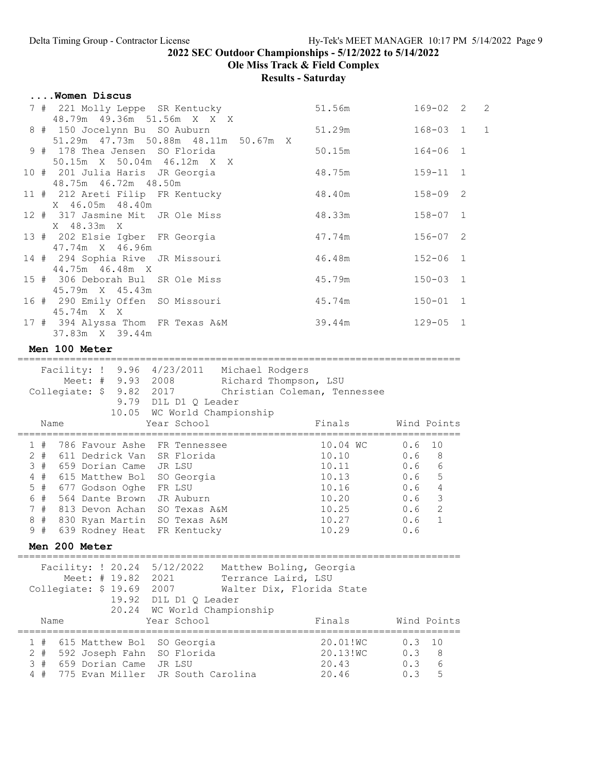## ....Women Discus

| Place | Name | Year | School | Finals | | Flight | Points |
|---|---|---|---|---|---|---|---|
| 7 # | 221 Molly Leppe | SR | Kentucky | 51.56m | 169-02 | 2 | 2 |
| | 48.79m 49.36m 51.56m X X X | | | | | | |
| 8 # | 150 Jocelynn Bu | SO | Auburn | 51.29m | 168-03 | 1 | 1 |
| | 51.29m 47.73m 50.88m 48.11m 50.67m X | | | | | | |
| 9 # | 178 Thea Jensen | SO | Florida | 50.15m | 164-06 | 1 | |
| | 50.15m X 50.04m 46.12m X X | | | | | | |
| 10 # | 201 Julia Haris | JR | Georgia | 48.75m | 159-11 | 1 | |
| | 48.75m 46.72m 48.50m | | | | | | |
| 11 # | 212 Areti Filip | FR | Kentucky | 48.40m | 158-09 | 2 | |
| | X 46.05m 48.40m | | | | | | |
| 12 # | 317 Jasmine Mit | JR | Ole Miss | 48.33m | 158-07 | 1 | |
| | X 48.33m X | | | | | | |
| 13 # | 202 Elsie Igber | FR | Georgia | 47.74m | 156-07 | 2 | |
| | 47.74m X 46.96m | | | | | | |
| 14 # | 294 Sophia Rive | JR | Missouri | 46.48m | 152-06 | 1 | |
| | 44.75m 46.48m X | | | | | | |
| 15 # | 306 Deborah Bul | SR | Ole Miss | 45.79m | 150-03 | 1 | |
| | 45.79m X 45.43m | | | | | | |
| 16 # | 290 Emily Offen | SO | Missouri | 45.74m | 150-01 | 1 | |
| | 45.74m X X | | | | | | |
| 17 # | 394 Alyssa Thom | FR | Texas A&M | 39.44m | 129-05 | 1 | |
| | 37.83m X 39.44m | | | | | | |

## Men 100 Meter

```
   Facility: !  9.96  4/23/2011   Michael Rodgers
       Meet: #  9.93  2008        Richard Thompson, LSU
 Collegiate: $  9.82  2017        Christian Coleman, Tennessee
                9.79  D1L D1 Q Leader
               10.05  WC World Championship
```

| Place | Name | Year | School | Finals | Wind | Points |
|---|---|---|---|---|---|---|
| 1 # | 786 Favour Ashe | FR | Tennessee | 10.04 WC | 0.6 | 10 |
| 2 # | 611 Dedrick Van | SR | Florida | 10.10 | 0.6 | 8 |
| 3 # | 659 Dorian Came | JR | LSU | 10.11 | 0.6 | 6 |
| 4 # | 615 Matthew Bol | SO | Georgia | 10.13 | 0.6 | 5 |
| 5 # | 677 Godson Oghe | FR | LSU | 10.16 | 0.6 | 4 |
| 6 # | 564 Dante Brown | JR | Auburn | 10.20 | 0.6 | 3 |
| 7 # | 813 Devon Achan | SO | Texas A&M | 10.25 | 0.6 | 2 |
| 8 # | 830 Ryan Martin | SO | Texas A&M | 10.27 | 0.6 | 1 |
| 9 # | 639 Rodney Heat | FR | Kentucky | 10.29 | 0.6 | |

## Men 200 Meter

```
   Facility: ! 20.24  5/12/2022   Matthew Boling, Georgia
       Meet: # 19.82  2021        Terrance Laird, LSU
 Collegiate: $ 19.69  2007        Walter Dix, Florida State
               19.92  D1L D1 Q Leader
               20.24  WC World Championship
```

| Place | Name | Year | School | Finals | Wind | Points |
|---|---|---|---|---|---|---|
| 1 # | 615 Matthew Bol | SO | Georgia | 20.01!WC | 0.3 | 10 |
| 2 # | 592 Joseph Fahn | SO | Florida | 20.13!WC | 0.3 | 8 |
| 3 # | 659 Dorian Came | JR | LSU | 20.43 | 0.3 | 6 |
| 4 # | 775 Evan Miller | JR | South Carolina | 20.46 | 0.3 | 5 |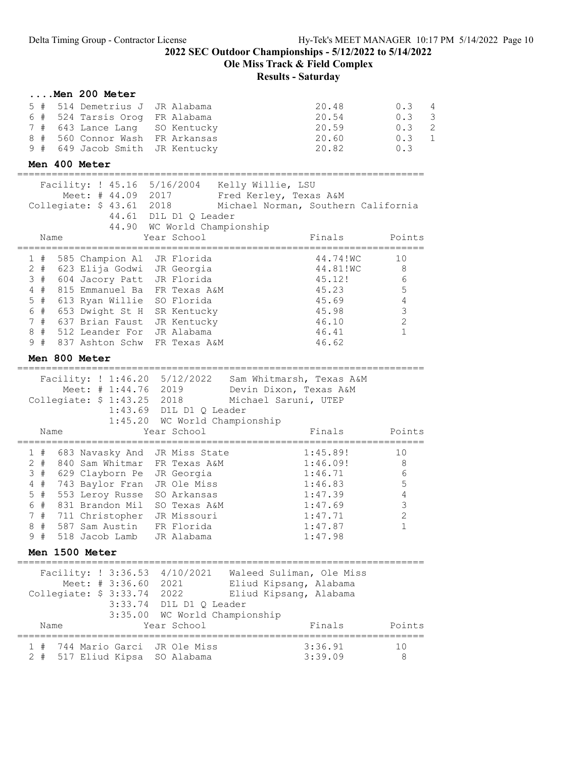# 2022 SEC Outdoor Championships - 5/12/2022 to 5/14/2022

## Ole Miss Track & Field Complex

## Results - Saturday

### ....Men 200 Meter

| Place | # | Bib | Name | Year | School | Finals | Wind | Points |
|---|---|---|---|---|---|---|---|---|
| 5 | # | 514 | Demetrius J | JR | Alabama | 20.48 | 0.3 | 4 |
| 6 | # | 524 | Tarsis Orog | FR | Alabama | 20.54 | 0.3 | 3 |
| 7 | # | 643 | Lance Lang | SO | Kentucky | 20.59 | 0.3 | 2 |
| 8 | # | 560 | Connor Wash | FR | Arkansas | 20.60 | 0.3 | 1 |
| 9 | # | 649 | Jacob Smith | JR | Kentucky | 20.82 | 0.3 | |

### Men 400 Meter

```
Facility: ! 45.16  5/16/2004   Kelly Willie, LSU
    Meet: # 44.09  2017        Fred Kerley, Texas A&M
Collegiate: $ 43.61  2018      Michael Norman, Southern California
            44.61  D1L D1 Q Leader
            44.90  WC World Championship
```

| Place | # | Bib | Name | Year | School | Finals | Points |
|---|---|---|---|---|---|---|---|
| 1 | # | 585 | Champion Al | JR | Florida | 44.74!WC | 10 |
| 2 | # | 623 | Elija Godwi | JR | Georgia | 44.81!WC | 8 |
| 3 | # | 604 | Jacory Patt | JR | Florida | 45.12! | 6 |
| 4 | # | 815 | Emmanuel Ba | FR | Texas A&M | 45.23 | 5 |
| 5 | # | 613 | Ryan Willie | SO | Florida | 45.69 | 4 |
| 6 | # | 653 | Dwight St H | SR | Kentucky | 45.98 | 3 |
| 7 | # | 637 | Brian Faust | JR | Kentucky | 46.10 | 2 |
| 8 | # | 512 | Leander For | JR | Alabama | 46.41 | 1 |
| 9 | # | 837 | Ashton Schw | FR | Texas A&M | 46.62 | |

### Men 800 Meter

```
Facility: ! 1:46.20  5/12/2022   Sam Whitmarsh, Texas A&M
    Meet: # 1:44.76  2019        Devin Dixon, Texas A&M
Collegiate: $ 1:43.25  2018      Michael Saruni, UTEP
            1:43.69  D1L D1 Q Leader
            1:45.20  WC World Championship
```

| Place | # | Bib | Name | Year | School | Finals | Points |
|---|---|---|---|---|---|---|---|
| 1 | # | 683 | Navasky And | JR | Miss State | 1:45.89! | 10 |
| 2 | # | 840 | Sam Whitmar | FR | Texas A&M | 1:46.09! | 8 |
| 3 | # | 629 | Clayborn Pe | JR | Georgia | 1:46.71 | 6 |
| 4 | # | 743 | Baylor Fran | JR | Ole Miss | 1:46.83 | 5 |
| 5 | # | 553 | Leroy Russe | SO | Arkansas | 1:47.39 | 4 |
| 6 | # | 831 | Brandon Mil | SO | Texas A&M | 1:47.69 | 3 |
| 7 | # | 711 | Christopher | JR | Missouri | 1:47.71 | 2 |
| 8 | # | 587 | Sam Austin | FR | Florida | 1:47.87 | 1 |
| 9 | # | 518 | Jacob Lamb | JR | Alabama | 1:47.98 | |

### Men 1500 Meter

```
Facility: ! 3:36.53  4/10/2021   Waleed Suliman, Ole Miss
    Meet: # 3:36.60  2021        Eliud Kipsang, Alabama
Collegiate: $ 3:33.74  2022      Eliud Kipsang, Alabama
            3:33.74  D1L D1 Q Leader
            3:35.00  WC World Championship
```

| Place | # | Bib | Name | Year | School | Finals | Points |
|---|---|---|---|---|---|---|---|
| 1 | # | 744 | Mario Garci | JR | Ole Miss | 3:36.91 | 10 |
| 2 | # | 517 | Eliud Kipsa | SO | Alabama | 3:39.09 | 8 |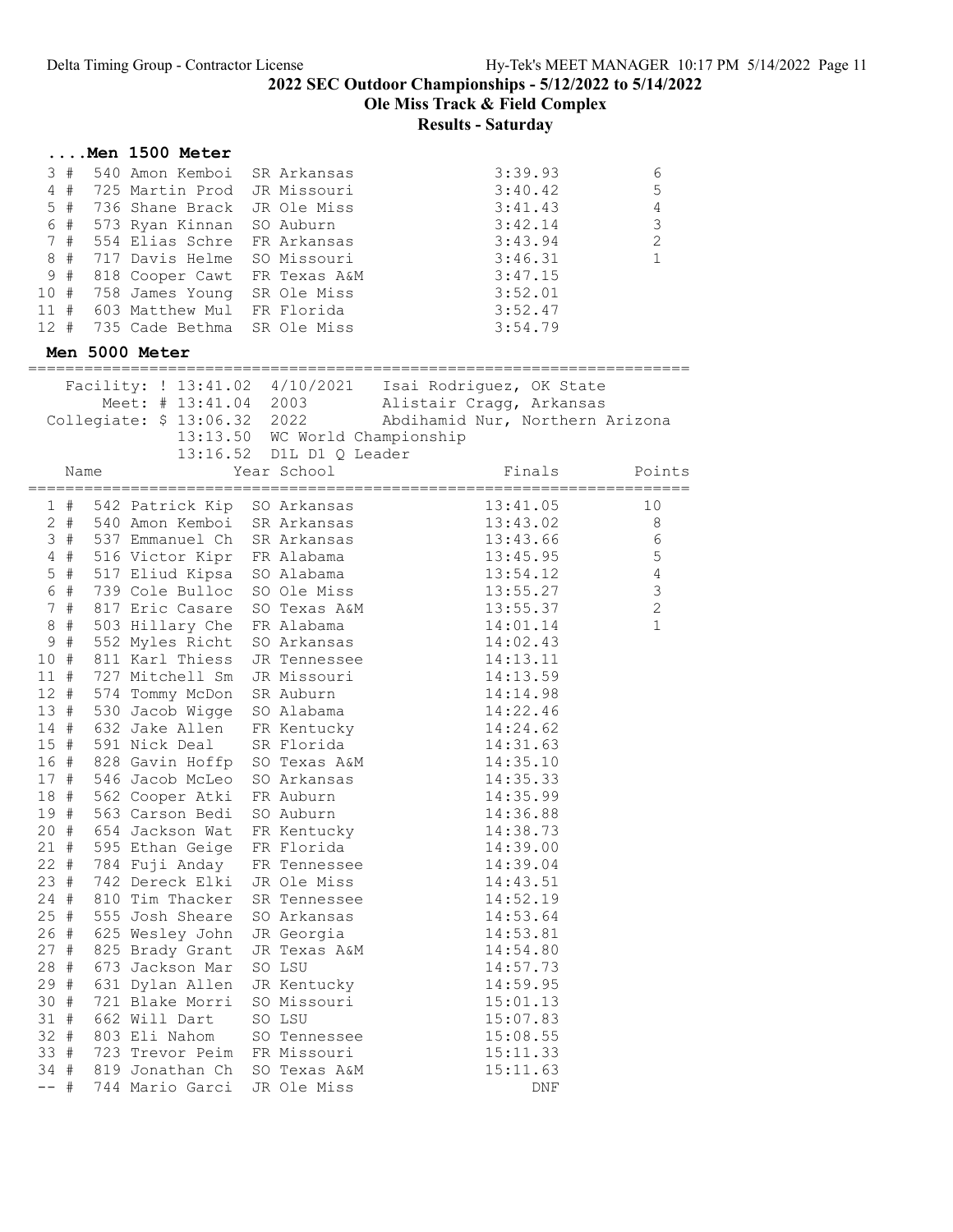2022 SEC Outdoor Championships - 5/12/2022 to 5/14/2022

Ole Miss Track & Field Complex

**Results - Saturday**

### ....Men 1500 Meter

| Place | Name | Year | School | Finals | Points |
|---|---|---|---|---|---|
| 3 # | 540 Amon Kemboi | SR | Arkansas | 3:39.93 | 6 |
| 4 # | 725 Martin Prod | JR | Missouri | 3:40.42 | 5 |
| 5 # | 736 Shane Brack | JR | Ole Miss | 3:41.43 | 4 |
| 6 # | 573 Ryan Kinnan | SO | Auburn | 3:42.14 | 3 |
| 7 # | 554 Elias Schre | FR | Arkansas | 3:43.94 | 2 |
| 8 # | 717 Davis Helme | SO | Missouri | 3:46.31 | 1 |
| 9 # | 818 Cooper Cawt | FR | Texas A&M | 3:47.15 | |
| 10 # | 758 James Young | SR | Ole Miss | 3:52.01 | |
| 11 # | 603 Matthew Mul | FR | Florida | 3:52.47 | |
| 12 # | 735 Cade Bethma | SR | Ole Miss | 3:54.79 | |

### Men 5000 Meter

Facility: ! 13:41.02 4/10/2021 Isai Rodriguez, OK State
Meet: # 13:41.04 2003 Alistair Cragg, Arkansas
Collegiate: $ 13:06.32 2022 Abdihamid Nur, Northern Arizona
13:13.50 WC World Championship
13:16.52 D1L D1 Q Leader

| Place | Name | Year | School | Finals | Points |
|---|---|---|---|---|---|
| 1 # | 542 Patrick Kip | SO | Arkansas | 13:41.05 | 10 |
| 2 # | 540 Amon Kemboi | SR | Arkansas | 13:43.02 | 8 |
| 3 # | 537 Emmanuel Ch | SR | Arkansas | 13:43.66 | 6 |
| 4 # | 516 Victor Kipr | FR | Alabama | 13:45.95 | 5 |
| 5 # | 517 Eliud Kipsa | SO | Alabama | 13:54.12 | 4 |
| 6 # | 739 Cole Bulloc | SO | Ole Miss | 13:55.27 | 3 |
| 7 # | 817 Eric Casare | SO | Texas A&M | 13:55.37 | 2 |
| 8 # | 503 Hillary Che | FR | Alabama | 14:01.14 | 1 |
| 9 # | 552 Myles Richt | SO | Arkansas | 14:02.43 | |
| 10 # | 811 Karl Thiess | JR | Tennessee | 14:13.11 | |
| 11 # | 727 Mitchell Sm | JR | Missouri | 14:13.59 | |
| 12 # | 574 Tommy McDon | SR | Auburn | 14:14.98 | |
| 13 # | 530 Jacob Wigge | SO | Alabama | 14:22.46 | |
| 14 # | 632 Jake Allen | FR | Kentucky | 14:24.62 | |
| 15 # | 591 Nick Deal | SR | Florida | 14:31.63 | |
| 16 # | 828 Gavin Hoffp | SO | Texas A&M | 14:35.10 | |
| 17 # | 546 Jacob McLeo | SO | Arkansas | 14:35.33 | |
| 18 # | 562 Cooper Atki | FR | Auburn | 14:35.99 | |
| 19 # | 563 Carson Bedi | SO | Auburn | 14:36.88 | |
| 20 # | 654 Jackson Wat | FR | Kentucky | 14:38.73 | |
| 21 # | 595 Ethan Geige | FR | Florida | 14:39.00 | |
| 22 # | 784 Fuji Anday | FR | Tennessee | 14:39.04 | |
| 23 # | 742 Dereck Elki | JR | Ole Miss | 14:43.51 | |
| 24 # | 810 Tim Thacker | SR | Tennessee | 14:52.19 | |
| 25 # | 555 Josh Sheare | SO | Arkansas | 14:53.64 | |
| 26 # | 625 Wesley John | JR | Georgia | 14:53.81 | |
| 27 # | 825 Brady Grant | JR | Texas A&M | 14:54.80 | |
| 28 # | 673 Jackson Mar | SO | LSU | 14:57.73 | |
| 29 # | 631 Dylan Allen | JR | Kentucky | 14:59.95 | |
| 30 # | 721 Blake Morri | SO | Missouri | 15:01.13 | |
| 31 # | 662 Will Dart | SO | LSU | 15:07.83 | |
| 32 # | 803 Eli Nahom | SO | Tennessee | 15:08.55 | |
| 33 # | 723 Trevor Peim | FR | Missouri | 15:11.33 | |
| 34 # | 819 Jonathan Ch | SO | Texas A&M | 15:11.63 | |
| -- # | 744 Mario Garci | JR | Ole Miss | DNF | |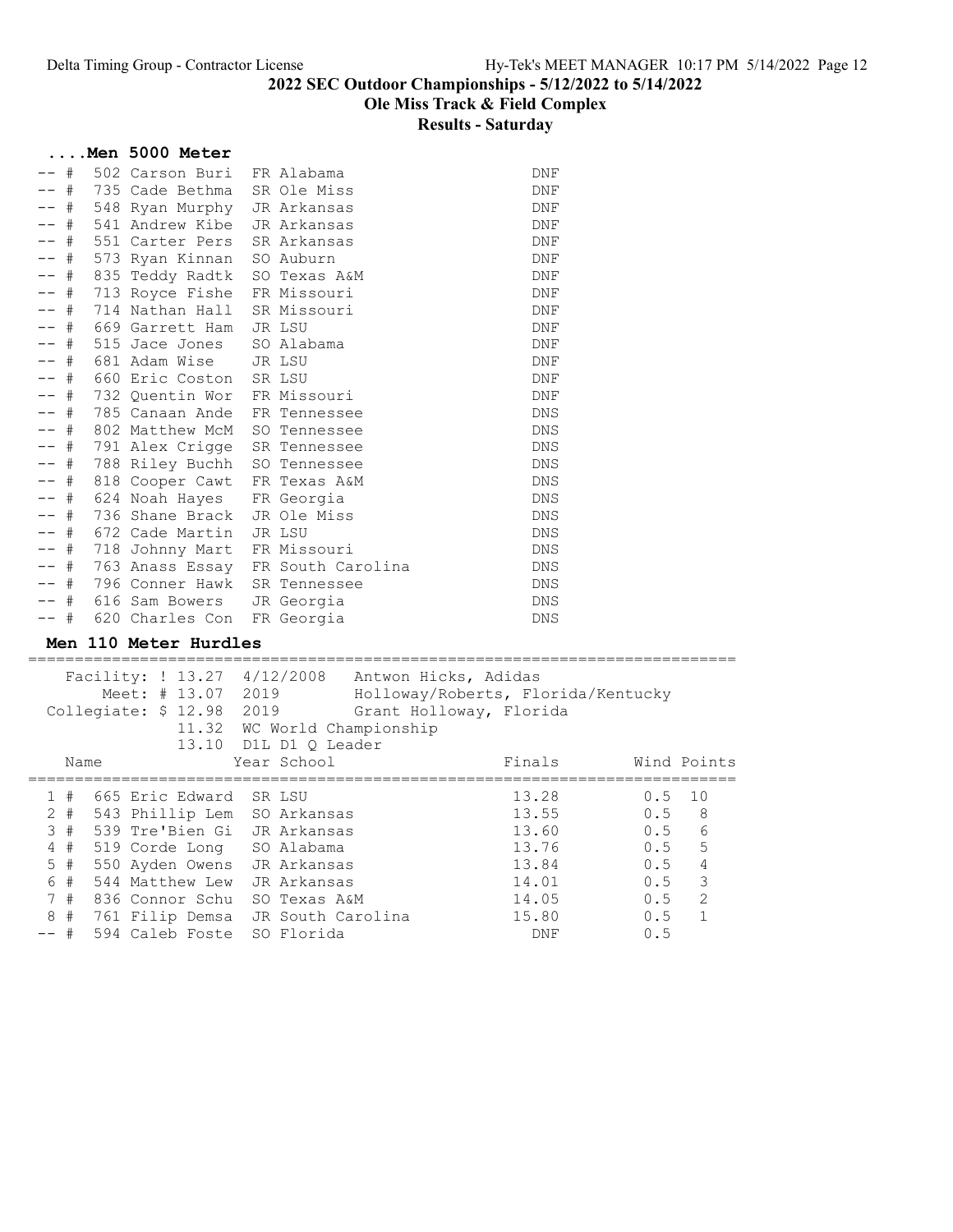## 2022 SEC Outdoor Championships - 5/12/2022 to 5/14/2022

## Ole Miss Track & Field Complex

## Results - Saturday

### ....Men 5000 Meter

| Place | | Bib | Name | Year | School | Finals |
|---|---|---|---|---|---|---|
| -- | # | 502 | Carson Buri | FR | Alabama | DNF |
| -- | # | 735 | Cade Bethma | SR | Ole Miss | DNF |
| -- | # | 548 | Ryan Murphy | JR | Arkansas | DNF |
| -- | # | 541 | Andrew Kibe | JR | Arkansas | DNF |
| -- | # | 551 | Carter Pers | SR | Arkansas | DNF |
| -- | # | 573 | Ryan Kinnan | SO | Auburn | DNF |
| -- | # | 835 | Teddy Radtk | SO | Texas A&M | DNF |
| -- | # | 713 | Royce Fishe | FR | Missouri | DNF |
| -- | # | 714 | Nathan Hall | SR | Missouri | DNF |
| -- | # | 669 | Garrett Ham | JR | LSU | DNF |
| -- | # | 515 | Jace Jones | SO | Alabama | DNF |
| -- | # | 681 | Adam Wise | JR | LSU | DNF |
| -- | # | 660 | Eric Coston | SR | LSU | DNF |
| -- | # | 732 | Quentin Wor | FR | Missouri | DNF |
| -- | # | 785 | Canaan Ande | FR | Tennessee | DNS |
| -- | # | 802 | Matthew McM | SO | Tennessee | DNS |
| -- | # | 791 | Alex Crigge | SR | Tennessee | DNS |
| -- | # | 788 | Riley Buchh | SO | Tennessee | DNS |
| -- | # | 818 | Cooper Cawt | FR | Texas A&M | DNS |
| -- | # | 624 | Noah Hayes | FR | Georgia | DNS |
| -- | # | 736 | Shane Brack | JR | Ole Miss | DNS |
| -- | # | 672 | Cade Martin | JR | LSU | DNS |
| -- | # | 718 | Johnny Mart | FR | Missouri | DNS |
| -- | # | 763 | Anass Essay | FR | South Carolina | DNS |
| -- | # | 796 | Conner Hawk | SR | Tennessee | DNS |
| -- | # | 616 | Sam Bowers | JR | Georgia | DNS |
| -- | # | 620 | Charles Con | FR | Georgia | DNS |

### Men 110 Meter Hurdles

Facility: ! 13.27 4/12/2008 Antwon Hicks, Adidas
Meet: # 13.07 2019 Holloway/Roberts, Florida/Kentucky
Collegiate: $ 12.98 2019 Grant Holloway, Florida
11.32 WC World Championship
13.10 D1L D1 Q Leader

| Place | | Bib | Name | Year | School | Finals | Wind | Points |
|---|---|---|---|---|---|---|---|---|
| 1 | # | 665 | Eric Edward | SR | LSU | 13.28 | 0.5 | 10 |
| 2 | # | 543 | Phillip Lem | SO | Arkansas | 13.55 | 0.5 | 8 |
| 3 | # | 539 | Tre'Bien Gi | JR | Arkansas | 13.60 | 0.5 | 6 |
| 4 | # | 519 | Corde Long | SO | Alabama | 13.76 | 0.5 | 5 |
| 5 | # | 550 | Ayden Owens | JR | Arkansas | 13.84 | 0.5 | 4 |
| 6 | # | 544 | Matthew Lew | JR | Arkansas | 14.01 | 0.5 | 3 |
| 7 | # | 836 | Connor Schu | SO | Texas A&M | 14.05 | 0.5 | 2 |
| 8 | # | 761 | Filip Demsa | JR | South Carolina | 15.80 | 0.5 | 1 |
| -- | # | 594 | Caleb Foste | SO | Florida | DNF | 0.5 | |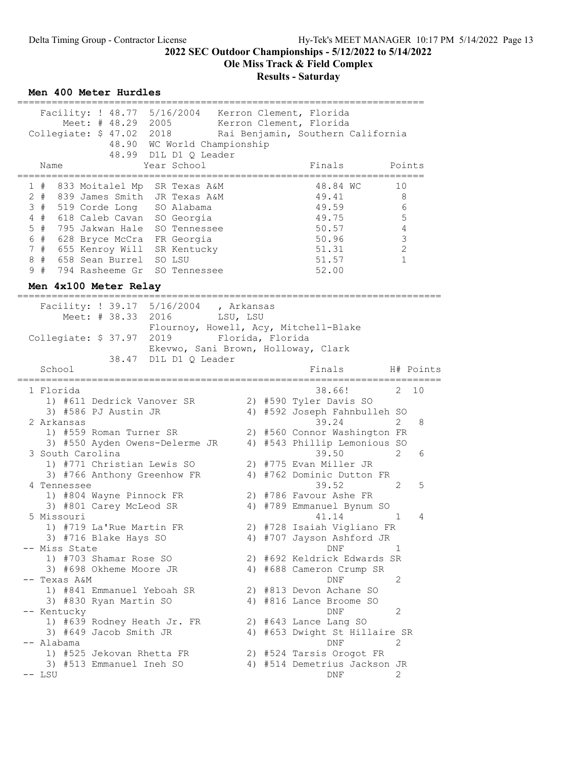2022 SEC Outdoor Championships - 5/12/2022 to 5/14/2022

Ole Miss Track & Field Complex

Results - Saturday

## Men 400 Meter Hurdles

Facility: ! 48.77 5/16/2004 Kerron Clement, Florida
Meet: # 48.29 2005 Kerron Clement, Florida
Collegiate: $ 47.02 2018 Rai Benjamin, Southern California
48.90 WC World Championship
48.99 D1L D1 Q Leader

| | Name | Year | School | Finals | | Points |
|---|---|---|---|---|---|---|
| 1 # | 833 Moitalel Mp | SR | Texas A&M | 48.84 | WC | 10 |
| 2 # | 839 James Smith | JR | Texas A&M | 49.41 | | 8 |
| 3 # | 519 Corde Long | SO | Alabama | 49.59 | | 6 |
| 4 # | 618 Caleb Cavan | SO | Georgia | 49.75 | | 5 |
| 5 # | 795 Jakwan Hale | SO | Tennessee | 50.57 | | 4 |
| 6 # | 628 Bryce McCra | FR | Georgia | 50.96 | | 3 |
| 7 # | 655 Kenroy Will | SR | Kentucky | 51.31 | | 2 |
| 8 # | 658 Sean Burrel | SO | LSU | 51.57 | | 1 |
| 9 # | 794 Rasheeme Gr | SO | Tennessee | 52.00 | | |

## Men 4x100 Meter Relay

Facility: ! 39.17 5/16/2004 , Arkansas
Meet: # 38.33 2016 LSU, LSU
Flournoy, Howell, Acy, Mitchell-Blake
Collegiate: $ 37.97 2019 Florida, Florida
Ekevwo, Sani Brown, Holloway, Clark
38.47 D1L D1 Q Leader

| | School | Finals | H# | Points |
|---|---|---|---|---|
| 1 | Florida | 38.66! | 2 | 10 |
| | 1) #611 Dedrick Vanover SR; 2) #590 Tyler Davis SO; 3) #586 PJ Austin JR; 4) #592 Joseph Fahnbulleh SO | | | |
| 2 | Arkansas | 39.24 | 2 | 8 |
| | 1) #559 Roman Turner SR; 2) #560 Connor Washington FR; 3) #550 Ayden Owens-Delerme JR; 4) #543 Phillip Lemonious SO | | | |
| 3 | South Carolina | 39.50 | 2 | 6 |
| | 1) #771 Christian Lewis SO; 2) #775 Evan Miller JR; 3) #766 Anthony Greenhow FR; 4) #762 Dominic Dutton FR | | | |
| 4 | Tennessee | 39.52 | 2 | 5 |
| | 1) #804 Wayne Pinnock FR; 2) #786 Favour Ashe FR; 3) #801 Carey McLeod SR; 4) #789 Emmanuel Bynum SO | | | |
| 5 | Missouri | 41.14 | 1 | 4 |
| | 1) #719 La'Rue Martin FR; 2) #728 Isaiah Vigliano FR; 3) #716 Blake Hays SO; 4) #707 Jayson Ashford JR | | | |
| -- | Miss State | DNF | 1 | |
| | 1) #703 Shamar Rose SO; 2) #692 Keldrick Edwards SR; 3) #698 Okheme Moore JR; 4) #688 Cameron Crump SR | | | |
| -- | Texas A&M | DNF | 2 | |
| | 1) #841 Emmanuel Yeboah SR; 2) #813 Devon Achane SO; 3) #830 Ryan Martin SO; 4) #816 Lance Broome SO | | | |
| -- | Kentucky | DNF | 2 | |
| | 1) #639 Rodney Heath Jr. FR; 2) #643 Lance Lang SO; 3) #649 Jacob Smith JR; 4) #653 Dwight St Hillaire SR | | | |
| -- | Alabama | DNF | 2 | |
| | 1) #525 Jekovan Rhetta FR; 2) #524 Tarsis Orogot FR; 3) #513 Emmanuel Ineh SO; 4) #514 Demetrius Jackson JR | | | |
| -- | LSU | DNF | 2 | |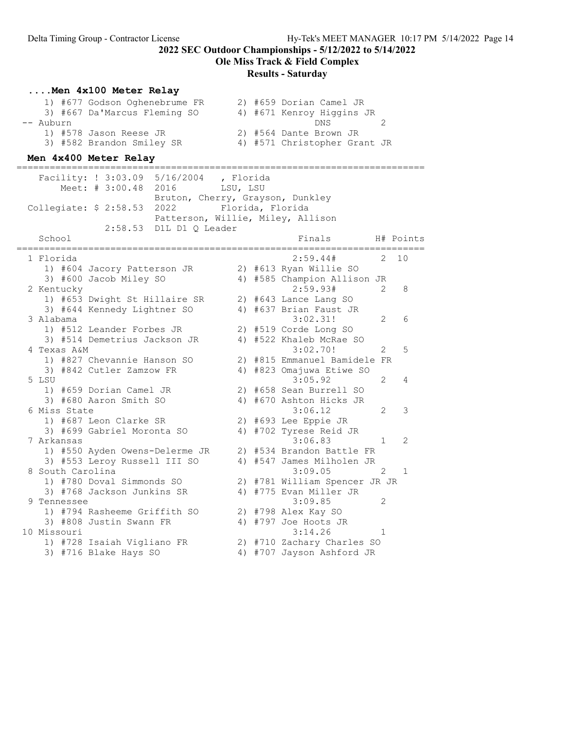2022 SEC Outdoor Championships - 5/12/2022 to 5/14/2022

Ole Miss Track & Field Complex

Results - Saturday

### ....Men 4x100 Meter Relay

```
    1) #677 Godson Oghenebrume FR      2) #659 Dorian Camel JR
    3) #667 Da'Marcus Fleming SO       4) #671 Kenroy Higgins JR
 -- Auburn                                      DNS          2
    1) #578 Jason Reese JR             2) #564 Dante Brown JR
    3) #582 Brandon Smiley SR          4) #571 Christopher Grant JR
```

### Men 4x400 Meter Relay

```
=========================================================================
   Facility: ! 3:03.09  5/16/2004    , Florida
       Meet: # 3:00.48  2016        LSU, LSU
                        Bruton, Cherry, Grayson, Dunkley
 Collegiate: $ 2:58.53  2022        Florida, Florida
                        Patterson, Willie, Miley, Allison
             2:58.53  D1L D1 Q Leader
    School                                            Finals      H# Points
=========================================================================
  1 Florida                                          2:59.44#      2  10
     1) #604 Jacory Patterson JR        2) #613 Ryan Willie SO
     3) #600 Jacob Miley SO             4) #585 Champion Allison JR
  2 Kentucky                                         2:59.93#      2   8
     1) #653 Dwight St Hillaire SR      2) #643 Lance Lang SO
     3) #644 Kennedy Lightner SO        4) #637 Brian Faust JR
  3 Alabama                                          3:02.31!      2   6
     1) #512 Leander Forbes JR          2) #519 Corde Long SO
     3) #514 Demetrius Jackson JR       4) #522 Khaleb McRae SO
  4 Texas A&M                                        3:02.70!      2   5
     1) #827 Chevannie Hanson SO        2) #815 Emmanuel Bamidele FR
     3) #842 Cutler Zamzow FR           4) #823 Omajuwa Etiwe SO
  5 LSU                                              3:05.92       2   4
     1) #659 Dorian Camel JR            2) #658 Sean Burrell SO
     3) #680 Aaron Smith SO             4) #670 Ashton Hicks JR
  6 Miss State                                       3:06.12       2   3
     1) #687 Leon Clarke SR             2) #693 Lee Eppie JR
     3) #699 Gabriel Moronta SO         4) #702 Tyrese Reid JR
  7 Arkansas                                         3:06.83       1   2
     1) #550 Ayden Owens-Delerme JR     2) #534 Brandon Battle FR
     3) #553 Leroy Russell III SO       4) #547 James Milholen JR
  8 South Carolina                                   3:09.05       2   1
     1) #780 Doval Simmonds SO          2) #781 William Spencer JR JR
     3) #768 Jackson Junkins SR         4) #775 Evan Miller JR
  9 Tennessee                                        3:09.85       2
     1) #794 Rasheeme Griffith SO       2) #798 Alex Kay SO
     3) #808 Justin Swann FR            4) #797 Joe Hoots JR
 10 Missouri                                         3:14.26       1
     1) #728 Isaiah Vigliano FR         2) #710 Zachary Charles SO
     3) #716 Blake Hays SO              4) #707 Jayson Ashford JR
```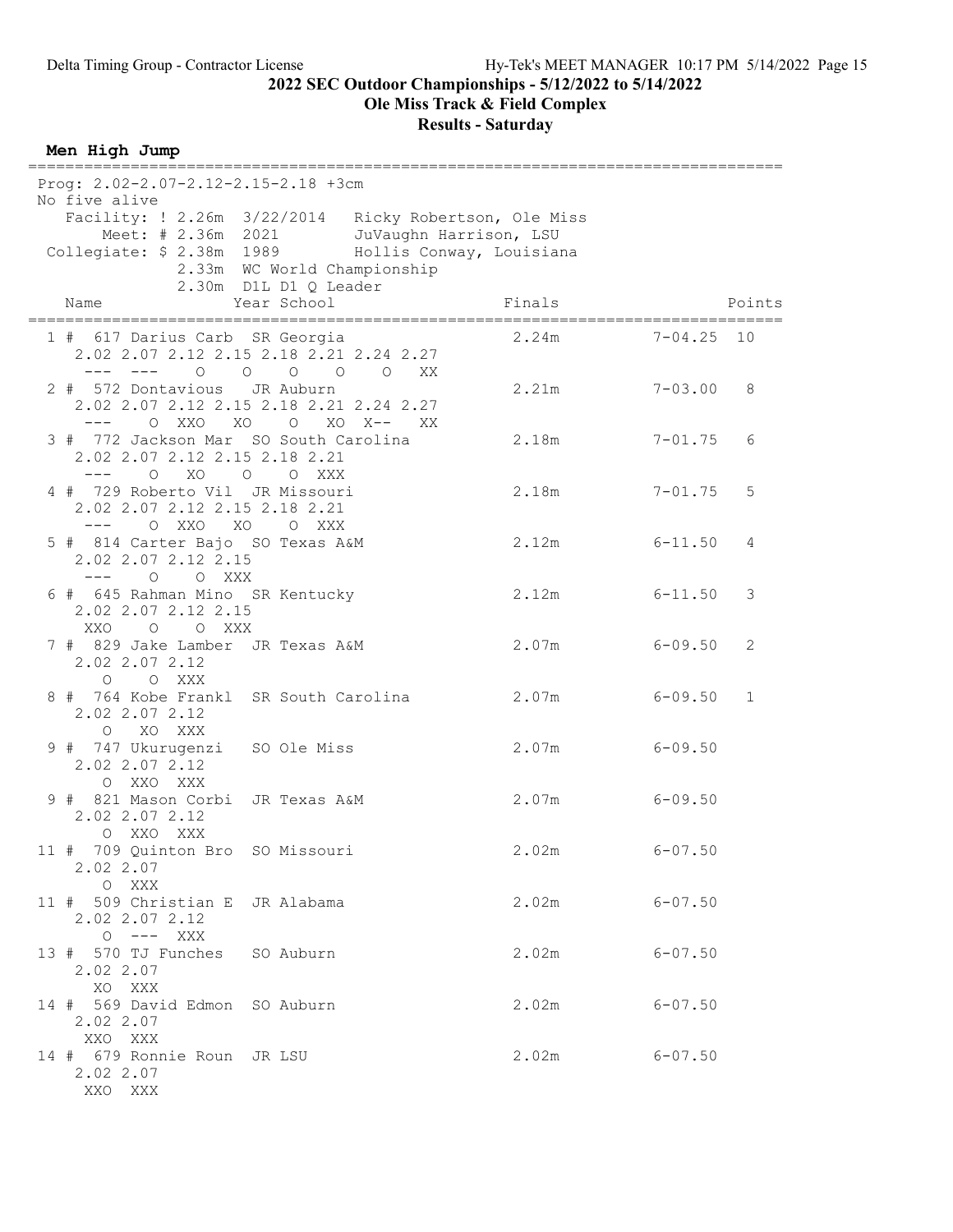## 2022 SEC Outdoor Championships - 5/12/2022 to 5/14/2022

## Ole Miss Track & Field Complex

## Results - Saturday

### Men High Jump

```
=================================================================================
 Prog: 2.02-2.07-2.12-2.15-2.18 +3cm
 No five alive
    Facility: ! 2.26m  3/22/2014   Ricky Robertson, Ole Miss
        Meet: # 2.36m  2021        JuVaughn Harrison, LSU
  Collegiate: $ 2.38m  1989        Hollis Conway, Louisiana
                2.33m  WC World Championship
                2.30m  D1L D1 Q Leader
    Name                 Year School                 Finals                 Points
=================================================================================
  1 #  617 Darius Carb  SR Georgia                 2.24m       7-04.25  10
     2.02 2.07 2.12 2.15 2.18 2.21 2.24 2.27
      ---  ---    O    O    O    O    O   XX
  2 #  572 Dontavious   JR Auburn                  2.21m       7-03.00   8
     2.02 2.07 2.12 2.15 2.18 2.21 2.24 2.27
      ---    O  XXO   XO    O   XO  X--   XX
  3 #  772 Jackson Mar  SO South Carolina         2.18m       7-01.75   6
     2.02 2.07 2.12 2.15 2.18 2.21
      ---    O   XO    O    O  XXX
  4 #  729 Roberto Vil  JR Missouri                2.18m       7-01.75   5
     2.02 2.07 2.12 2.15 2.18 2.21
      ---    O  XXO   XO    O  XXX
  5 #  814 Carter Bajo  SO Texas A&M               2.12m       6-11.50   4
     2.02 2.07 2.12 2.15
      ---    O    O  XXX
  6 #  645 Rahman Mino  SR Kentucky                2.12m       6-11.50   3
     2.02 2.07 2.12 2.15
      XXO    O    O  XXX
  7 #  829 Jake Lamber  JR Texas A&M               2.07m       6-09.50   2
     2.02 2.07 2.12
        O    O  XXX
  8 #  764 Kobe Frankl  SR South Carolina         2.07m       6-09.50   1
     2.02 2.07 2.12
        O   XO  XXX
  9 #  747 Ukurugenzi   SO Ole Miss                2.07m       6-09.50
     2.02 2.07 2.12
        O  XXO  XXX
  9 #  821 Mason Corbi  JR Texas A&M               2.07m       6-09.50
     2.02 2.07 2.12
        O  XXO  XXX
 11 #  709 Quinton Bro  SO Missouri                2.02m       6-07.50
     2.02 2.07
        O  XXX
 11 #  509 Christian E  JR Alabama                 2.02m       6-07.50
     2.02 2.07 2.12
        O  ---  XXX
 13 #  570 TJ Funches   SO Auburn                  2.02m       6-07.50
     2.02 2.07
       XO  XXX
 14 #  569 David Edmon  SO Auburn                  2.02m       6-07.50
     2.02 2.07
      XXO  XXX
 14 #  679 Ronnie Roun  JR LSU                     2.02m       6-07.50
     2.02 2.07
      XXO  XXX
```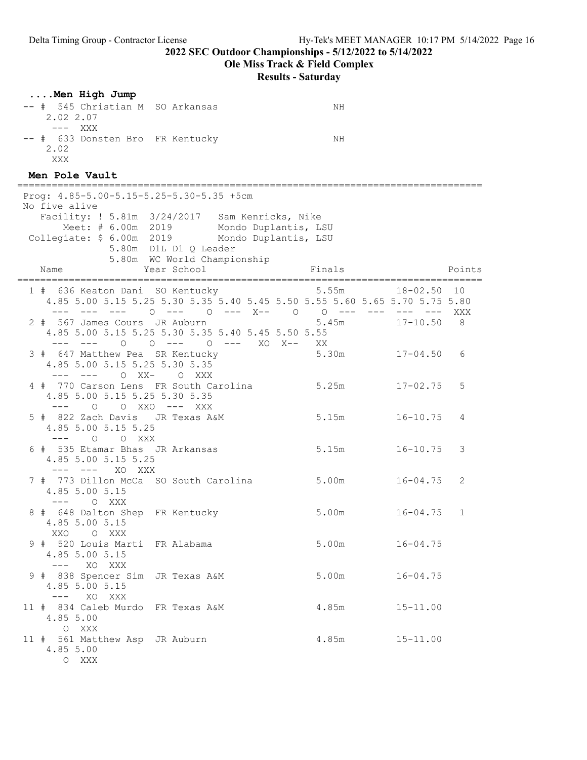**2022 SEC Outdoor Championships - 5/12/2022 to 5/14/2022**

**Ole Miss Track & Field Complex**

**Results - Saturday**

### ....Men High Jump

```
-- #  545 Christian M  SO Arkansas                    NH
    2.02 2.07
     ---  XXX
-- #  633 Donsten Bro  FR Kentucky                    NH
    2.02
     XXX
```

### Men Pole Vault

```
================================================================================
 Prog: 4.85-5.00-5.15-5.25-5.30-5.35 +5cm
 No five alive
    Facility: ! 5.81m  3/24/2017   Sam Kenricks, Nike
        Meet: # 6.00m  2019        Mondo Duplantis, LSU
 Collegiate: $ 6.00m  2019        Mondo Duplantis, LSU
              5.80m  D1L D1 Q Leader
              5.80m  WC World Championship
    Name              Year School                 Finals                 Points
================================================================================
  1 #  636 Keaton Dani  SO Kentucky                 5.55m       18-02.50  10
     4.85 5.00 5.15 5.25 5.30 5.35 5.40 5.45 5.50 5.55 5.60 5.65 5.70 5.75 5.80
      ---  ---  ---    O  ---    O  ---  X--    O    O  ---  ---  ---  ---  XXX
  2 #  567 James Cours  JR Auburn                   5.45m       17-10.50   8
     4.85 5.00 5.15 5.25 5.30 5.35 5.40 5.45 5.50 5.55
      ---  ---    O    O  ---    O  ---   XO  X--   XX
  3 #  647 Matthew Pea  SR Kentucky                 5.30m       17-04.50   6
     4.85 5.00 5.15 5.25 5.30 5.35
      ---  ---    O  XX-    O  XXX
  4 #  770 Carson Lens  FR South Carolina           5.25m       17-02.75   5
     4.85 5.00 5.15 5.25 5.30 5.35
      ---    O    O  XXO  ---  XXX
  5 #  822 Zach Davis   JR Texas A&M                5.15m       16-10.75   4
     4.85 5.00 5.15 5.25
      ---    O    O  XXX
  6 #  535 Etamar Bhas  JR Arkansas                 5.15m       16-10.75   3
     4.85 5.00 5.15 5.25
      ---  ---   XO  XXX
  7 #  773 Dillon McCa  SO South Carolina          5.00m       16-04.75   2
     4.85 5.00 5.15
      ---    O  XXX
  8 #  648 Dalton Shep  FR Kentucky                 5.00m       16-04.75   1
     4.85 5.00 5.15
      XXO    O  XXX
  9 #  520 Louis Marti  FR Alabama                  5.00m       16-04.75
     4.85 5.00 5.15
      ---   XO  XXX
  9 #  838 Spencer Sim  JR Texas A&M                5.00m       16-04.75
     4.85 5.00 5.15
      ---   XO  XXX
 11 #  834 Caleb Murdo  FR Texas A&M                4.85m       15-11.00
     4.85 5.00
        O  XXX
 11 #  561 Matthew Asp  JR Auburn                   4.85m       15-11.00
     4.85 5.00
        O  XXX
```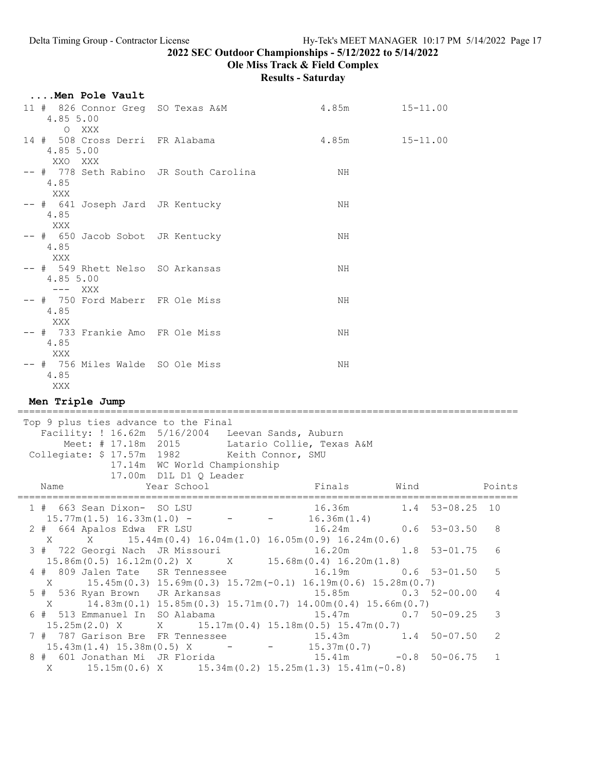## 2022 SEC Outdoor Championships - 5/12/2022 to 5/14/2022

### Ole Miss Track & Field Complex

### Results - Saturday

#### ....Men Pole Vault

```
11 # 826 Connor Greg  SO Texas A&M                     4.85m        15-11.00
    4.85 5.00
       O  XXX
14 # 508 Cross Derri  FR Alabama                       4.85m        15-11.00
    4.85 5.00
     XXO  XXX
-- # 778 Seth Rabino  JR South Carolina                   NH
    4.85
     XXX
-- # 641 Joseph Jard  JR Kentucky                         NH
    4.85
     XXX
-- # 650 Jacob Sobot  JR Kentucky                         NH
    4.85
     XXX
-- # 549 Rhett Nelso  SO Arkansas                         NH
    4.85 5.00
     ---  XXX
-- # 750 Ford Maberr  FR Ole Miss                         NH
    4.85
     XXX
-- # 733 Frankie Amo  FR Ole Miss                         NH
    4.85
     XXX
-- # 756 Miles Walde  SO Ole Miss                         NH
    4.85
     XXX
```

#### Men Triple Jump

```
=========================================================================================
 Top 9 plus ties advance to the Final
    Facility: ! 16.62m  5/16/2004   Leevan Sands, Auburn
        Meet: # 17.18m  2015        Latario Collie, Texas A&M
  Collegiate: $ 17.57m  1982        Keith Connor, SMU
                17.14m  WC World Championship
                17.00m  D1L D1 Q Leader
    Name              Year School                 Finals       Wind            Points
=========================================================================================
  1 # 663 Sean Dixon-  SO LSU                      16.36m       1.4  53-08.25  10
    15.77m(1.5) 16.33m(1.0)  -      -      16.36m(1.4)
  2 # 664 Apalos Edwa  FR LSU                      16.24m       0.6  53-03.50   8
     X      X      15.44m(0.4) 16.04m(1.0) 16.05m(0.9) 16.24m(0.6)
  3 # 722 Georgi Nach  JR Missouri                 16.20m       1.8  53-01.75   6
    15.86m(0.5) 16.12m(0.2) X      X      15.68m(0.4) 16.20m(1.8)
  4 # 809 Jalen Tate   SR Tennessee                16.19m       0.6  53-01.50   5
     X      15.45m(0.3) 15.69m(0.3) 15.72m(-0.1) 16.19m(0.6) 15.28m(0.7)
  5 # 536 Ryan Brown   JR Arkansas                 15.85m       0.3  52-00.00   4
     X      14.83m(0.1) 15.85m(0.3) 15.71m(0.7) 14.00m(0.4) 15.66m(0.7)
  6 # 513 Emmanuel In  SO Alabama                  15.47m       0.7  50-09.25   3
    15.25m(2.0) X      X      15.17m(0.4) 15.18m(0.5) 15.47m(0.7)
  7 # 787 Garison Bre  FR Tennessee                15.43m       1.4  50-07.50   2
    15.43m(1.4) 15.38m(0.5) X      -      -      15.37m(0.7)
  8 # 601 Jonathan Mi  JR Florida                  15.41m      -0.8  50-06.75   1
     X      15.15m(0.6) X      15.34m(0.2) 15.25m(1.3) 15.41m(-0.8)
```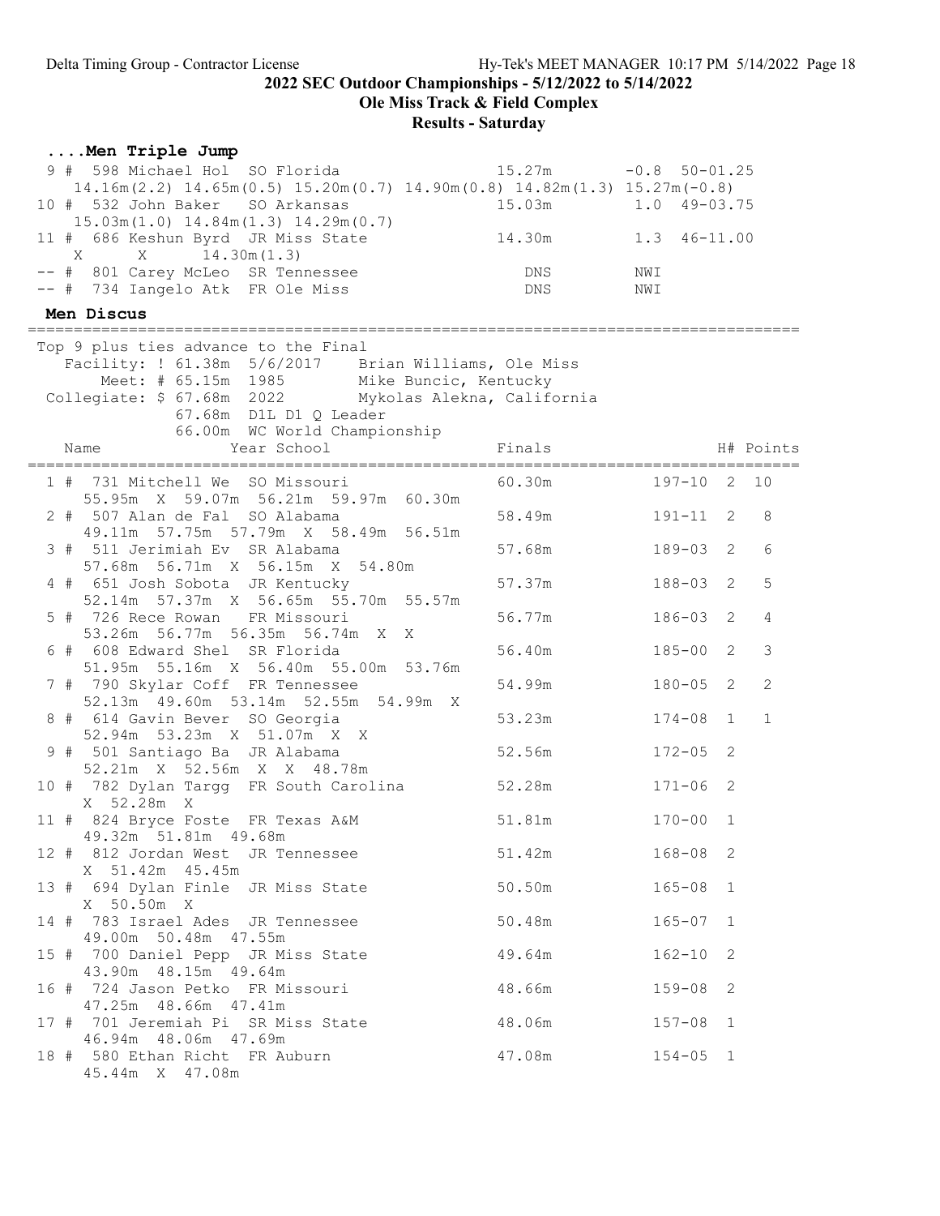## 2022 SEC Outdoor Championships - 5/12/2022 to 5/14/2022

### Ole Miss Track & Field Complex

### Results - Saturday

#### ....Men Triple Jump

```
  9 #  598 Michael Hol  SO Florida               15.27m        -0.8  50-01.25
     14.16m(2.2) 14.65m(0.5) 15.20m(0.7) 14.90m(0.8) 14.82m(1.3) 15.27m(-0.8)
 10 #  532 John Baker   SO Arkansas              15.03m         1.0  49-03.75
     15.03m(1.0) 14.84m(1.3) 14.29m(0.7)
 11 #  686 Keshun Byrd  JR Miss State            14.30m         1.3  46-11.00
     X       X      14.30m(1.3)
 -- #  801 Carey McLeo  SR Tennessee               DNS         NWI
 -- #  734 Iangelo Atk  FR Ole Miss                DNS         NWI
```

#### Men Discus

```
Top 9 plus ties advance to the Final
   Facility: ! 61.38m  5/6/2017    Brian Williams, Ole Miss
       Meet: # 65.15m  1985        Mike Buncic, Kentucky
 Collegiate: $ 67.68m  2022        Mykolas Alekna, California
               67.68m  D1L D1 Q Leader
               66.00m  WC World Championship
```

| Place | Name | Year | School | Finals | | H# | Points |
|---|---|---|---|---|---|---|---|
| 1 # | 731 Mitchell We | SO | Missouri | 60.30m | 197-10 | 2 | 10 |
| | 55.95m X 59.07m 56.21m 59.97m 60.30m | | | | | | |
| 2 # | 507 Alan de Fal | SO | Alabama | 58.49m | 191-11 | 2 | 8 |
| | 49.11m 57.75m 57.79m X 58.49m 56.51m | | | | | | |
| 3 # | 511 Jerimiah Ev | SR | Alabama | 57.68m | 189-03 | 2 | 6 |
| | 57.68m 56.71m X 56.15m X 54.80m | | | | | | |
| 4 # | 651 Josh Sobota | JR | Kentucky | 57.37m | 188-03 | 2 | 5 |
| | 52.14m 57.37m X 56.65m 55.70m 55.57m | | | | | | |
| 5 # | 726 Rece Rowan | FR | Missouri | 56.77m | 186-03 | 2 | 4 |
| | 53.26m 56.77m 56.35m 56.74m X X | | | | | | |
| 6 # | 608 Edward Shel | SR | Florida | 56.40m | 185-00 | 2 | 3 |
| | 51.95m 55.16m X 56.40m 55.00m 53.76m | | | | | | |
| 7 # | 790 Skylar Coff | FR | Tennessee | 54.99m | 180-05 | 2 | 2 |
| | 52.13m 49.60m 53.14m 52.55m 54.99m X | | | | | | |
| 8 # | 614 Gavin Bever | SO | Georgia | 53.23m | 174-08 | 1 | 1 |
| | 52.94m 53.23m X 51.07m X X | | | | | | |
| 9 # | 501 Santiago Ba | JR | Alabama | 52.56m | 172-05 | 2 | |
| | 52.21m X 52.56m X X 48.78m | | | | | | |
| 10 # | 782 Dylan Targg | FR | South Carolina | 52.28m | 171-06 | 2 | |
| | X 52.28m X | | | | | | |
| 11 # | 824 Bryce Foste | FR | Texas A&M | 51.81m | 170-00 | 1 | |
| | 49.32m 51.81m 49.68m | | | | | | |
| 12 # | 812 Jordan West | JR | Tennessee | 51.42m | 168-08 | 2 | |
| | X 51.42m 45.45m | | | | | | |
| 13 # | 694 Dylan Finle | JR | Miss State | 50.50m | 165-08 | 1 | |
| | X 50.50m X | | | | | | |
| 14 # | 783 Israel Ades | JR | Tennessee | 50.48m | 165-07 | 1 | |
| | 49.00m 50.48m 47.55m | | | | | | |
| 15 # | 700 Daniel Pepp | JR | Miss State | 49.64m | 162-10 | 2 | |
| | 43.90m 48.15m 49.64m | | | | | | |
| 16 # | 724 Jason Petko | FR | Missouri | 48.66m | 159-08 | 2 | |
| | 47.25m 48.66m 47.41m | | | | | | |
| 17 # | 701 Jeremiah Pi | SR | Miss State | 48.06m | 157-08 | 1 | |
| | 46.94m 48.06m 47.69m | | | | | | |
| 18 # | 580 Ethan Richt | FR | Auburn | 47.08m | 154-05 | 1 | |
| | 45.44m X 47.08m | | | | | | |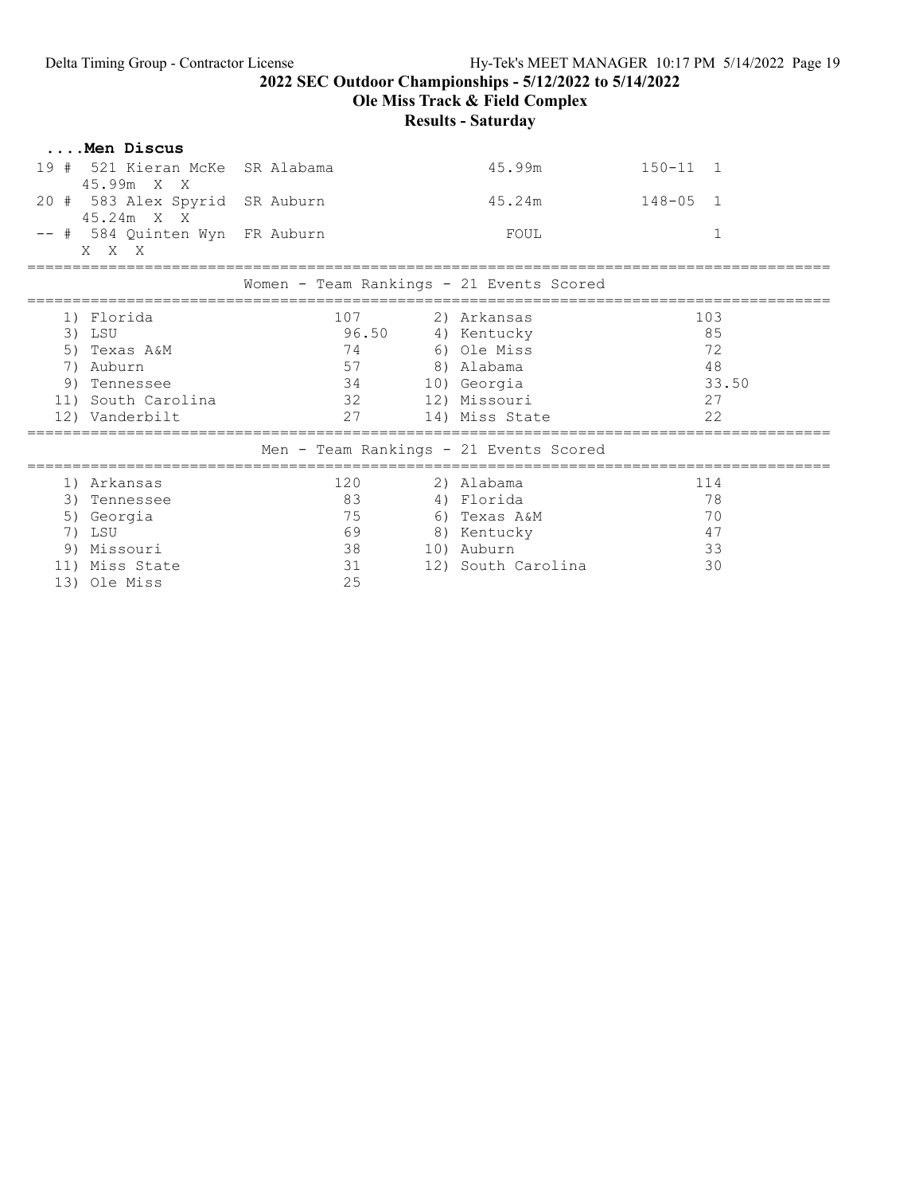## ....Men Discus

| | | | | | | |
|---|---|---|---|---|---|---|
| 19 # | 521 Kieran McKe | SR | Alabama | 45.99m | 150-11 | 1 |
| | 45.99m X X | | | | | |
| 20 # | 583 Alex Spyrid | SR | Auburn | 45.24m | 148-05 | 1 |
| | 45.24m X X | | | | | |
| -- # | 584 Quinten Wyn | FR | Auburn | FOUL | | 1 |
| | X X X | | | | | |

## Women - Team Rankings - 21 Events Scored

| | | | |
|---|---|---|---|
| 1) Florida | 107 | 2) Arkansas | 103 |
| 3) LSU | 96.50 | 4) Kentucky | 85 |
| 5) Texas A&M | 74 | 6) Ole Miss | 72 |
| 7) Auburn | 57 | 8) Alabama | 48 |
| 9) Tennessee | 34 | 10) Georgia | 33.50 |
| 11) South Carolina | 32 | 12) Missouri | 27 |
| 12) Vanderbilt | 27 | 14) Miss State | 22 |

## Men - Team Rankings - 21 Events Scored

| | | | |
|---|---|---|---|
| 1) Arkansas | 120 | 2) Alabama | 114 |
| 3) Tennessee | 83 | 4) Florida | 78 |
| 5) Georgia | 75 | 6) Texas A&M | 70 |
| 7) LSU | 69 | 8) Kentucky | 47 |
| 9) Missouri | 38 | 10) Auburn | 33 |
| 11) Miss State | 31 | 12) South Carolina | 30 |
| 13) Ole Miss | 25 | | |